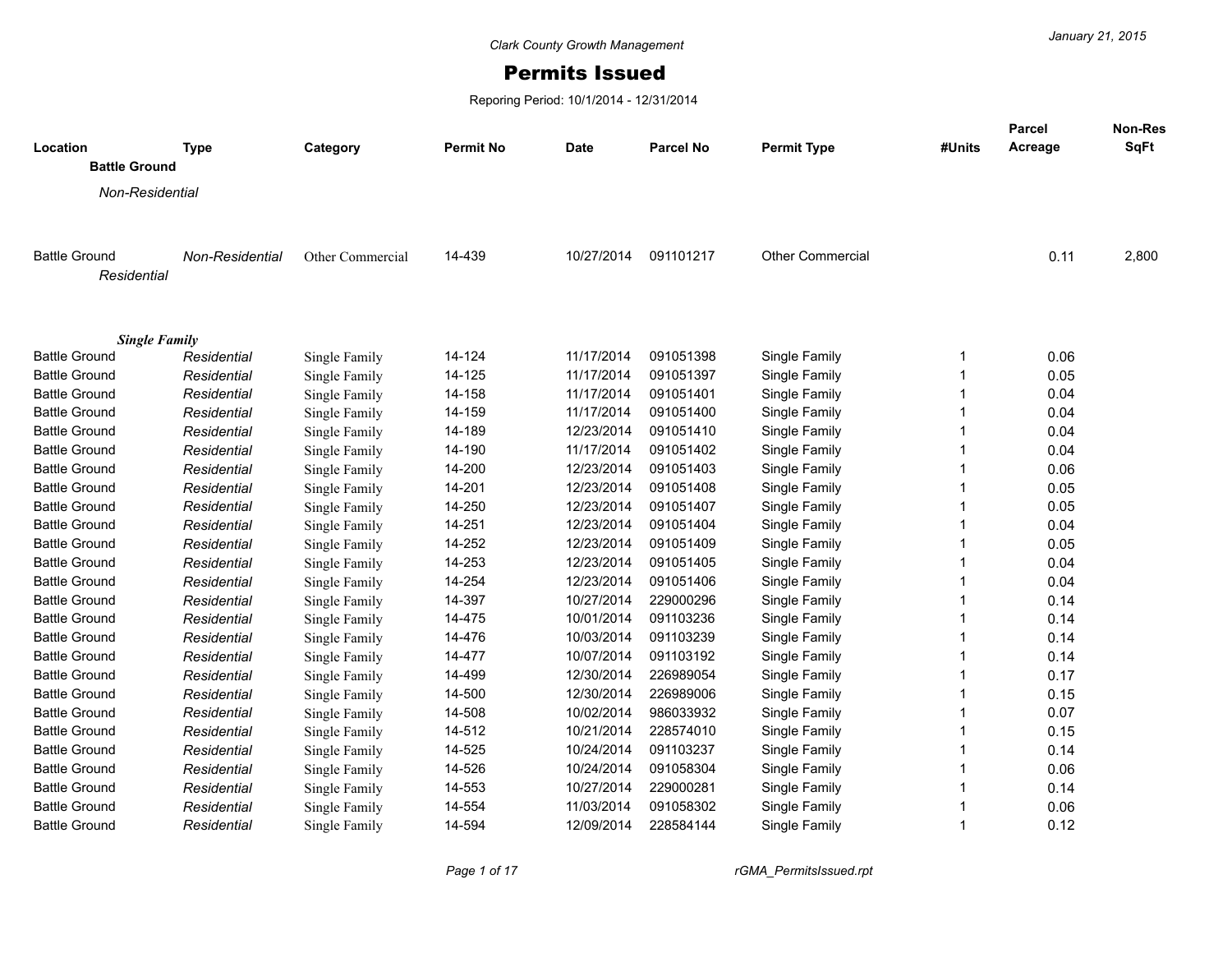Clark County Growth Management

# Permits Issued

Reporing Period: 10/1/2014 - 12/31/2014

January 21, 2015

| Location | Type | Category | Permit No | Date | Parcel No | Permit Type | #Units | Parcel Acreage | Non-Res SqFt |
|---|---|---|---|---|---|---|---|---|---|
| **Battle Ground** | | | | | | | | | |
| *Non-Residential* | | | | | | | | | |
| Battle Ground | *Non-Residential* | Other Commercial | 14-439 | 10/27/2014 | 091101217 | Other Commercial | | 0.11 | 2,800 |
| *Residential* | | | | | | | | | |
| ***Single Family*** | | | | | | | | | |
| Battle Ground | *Residential* | Single Family | 14-124 | 11/17/2014 | 091051398 | Single Family | 1 | 0.06 | |
| Battle Ground | *Residential* | Single Family | 14-125 | 11/17/2014 | 091051397 | Single Family | 1 | 0.05 | |
| Battle Ground | *Residential* | Single Family | 14-158 | 11/17/2014 | 091051401 | Single Family | 1 | 0.04 | |
| Battle Ground | *Residential* | Single Family | 14-159 | 11/17/2014 | 091051400 | Single Family | 1 | 0.04 | |
| Battle Ground | *Residential* | Single Family | 14-189 | 12/23/2014 | 091051410 | Single Family | 1 | 0.04 | |
| Battle Ground | *Residential* | Single Family | 14-190 | 11/17/2014 | 091051402 | Single Family | 1 | 0.04 | |
| Battle Ground | *Residential* | Single Family | 14-200 | 12/23/2014 | 091051403 | Single Family | 1 | 0.06 | |
| Battle Ground | *Residential* | Single Family | 14-201 | 12/23/2014 | 091051408 | Single Family | 1 | 0.05 | |
| Battle Ground | *Residential* | Single Family | 14-250 | 12/23/2014 | 091051407 | Single Family | 1 | 0.05 | |
| Battle Ground | *Residential* | Single Family | 14-251 | 12/23/2014 | 091051404 | Single Family | 1 | 0.04 | |
| Battle Ground | *Residential* | Single Family | 14-252 | 12/23/2014 | 091051409 | Single Family | 1 | 0.05 | |
| Battle Ground | *Residential* | Single Family | 14-253 | 12/23/2014 | 091051405 | Single Family | 1 | 0.04 | |
| Battle Ground | *Residential* | Single Family | 14-254 | 12/23/2014 | 091051406 | Single Family | 1 | 0.04 | |
| Battle Ground | *Residential* | Single Family | 14-397 | 10/27/2014 | 229000296 | Single Family | 1 | 0.14 | |
| Battle Ground | *Residential* | Single Family | 14-475 | 10/01/2014 | 091103236 | Single Family | 1 | 0.14 | |
| Battle Ground | *Residential* | Single Family | 14-476 | 10/03/2014 | 091103239 | Single Family | 1 | 0.14 | |
| Battle Ground | *Residential* | Single Family | 14-477 | 10/07/2014 | 091103192 | Single Family | 1 | 0.14 | |
| Battle Ground | *Residential* | Single Family | 14-499 | 12/30/2014 | 226989054 | Single Family | 1 | 0.17 | |
| Battle Ground | *Residential* | Single Family | 14-500 | 12/30/2014 | 226989006 | Single Family | 1 | 0.15 | |
| Battle Ground | *Residential* | Single Family | 14-508 | 10/02/2014 | 986033932 | Single Family | 1 | 0.07 | |
| Battle Ground | *Residential* | Single Family | 14-512 | 10/21/2014 | 228574010 | Single Family | 1 | 0.15 | |
| Battle Ground | *Residential* | Single Family | 14-525 | 10/24/2014 | 091103237 | Single Family | 1 | 0.14 | |
| Battle Ground | *Residential* | Single Family | 14-526 | 10/24/2014 | 091058304 | Single Family | 1 | 0.06 | |
| Battle Ground | *Residential* | Single Family | 14-553 | 10/27/2014 | 229000281 | Single Family | 1 | 0.14 | |
| Battle Ground | *Residential* | Single Family | 14-554 | 11/03/2014 | 091058302 | Single Family | 1 | 0.06 | |
| Battle Ground | *Residential* | Single Family | 14-594 | 12/09/2014 | 228584144 | Single Family | 1 | 0.12 | |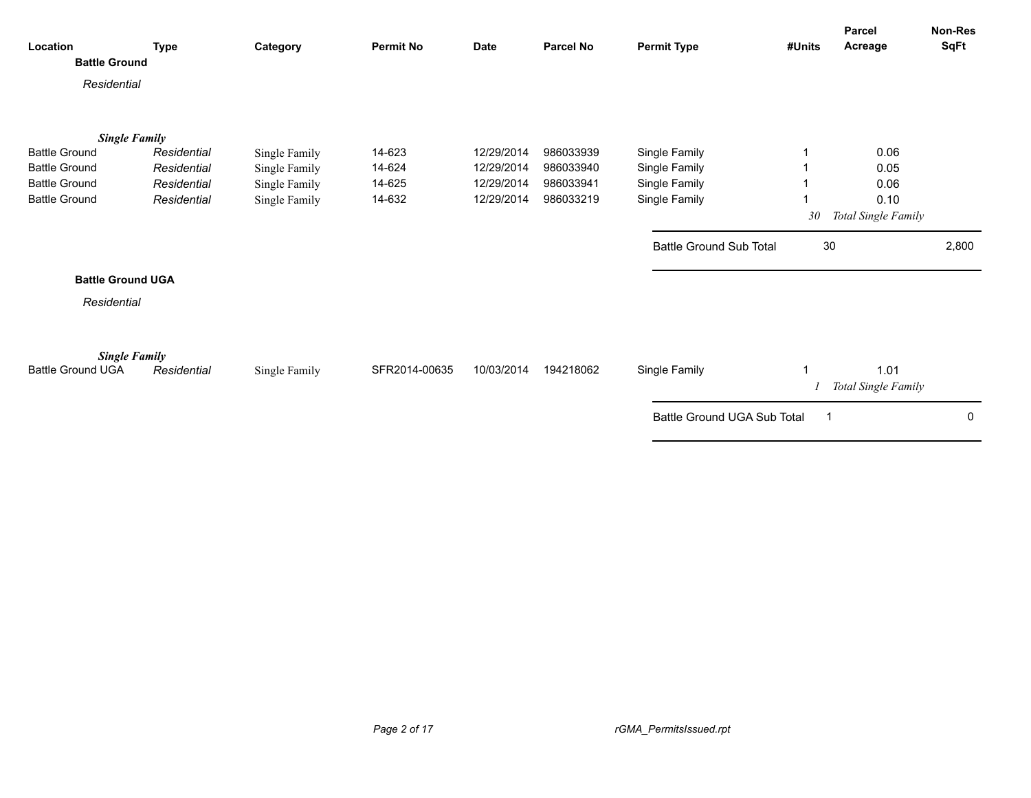| Location | Type | Category | Permit No | Date | Parcel No | Permit Type | #Units | Parcel Acreage | Non-Res SqFt |
|---|---|---|---|---|---|---|---|---|---|
| **Battle Ground** | | | | | | | | | |
| *Residential* | | | | | | | | | |
| ***Single Family*** | | | | | | | | | |
| Battle Ground | *Residential* | Single Family | 14-623 | 12/29/2014 | 986033939 | Single Family | 1 | 0.06 | |
| Battle Ground | *Residential* | Single Family | 14-624 | 12/29/2014 | 986033940 | Single Family | 1 | 0.05 | |
| Battle Ground | *Residential* | Single Family | 14-625 | 12/29/2014 | 986033941 | Single Family | 1 | 0.06 | |
| Battle Ground | *Residential* | Single Family | 14-632 | 12/29/2014 | 986033219 | Single Family | 1 | 0.10 | |
| | | | | | | | *30* | *Total Single Family* | |
| | | | | | | Battle Ground Sub Total | 30 | | 2,800 |
| **Battle Ground UGA** | | | | | | | | | |
| *Residential* | | | | | | | | | |
| ***Single Family*** | | | | | | | | | |
| Battle Ground UGA | *Residential* | Single Family | SFR2014-00635 | 10/03/2014 | 194218062 | Single Family | 1 | 1.01 | |
| | | | | | | | *1* | *Total Single Family* | |
| | | | | | | Battle Ground UGA Sub Total | 1 | | 0 |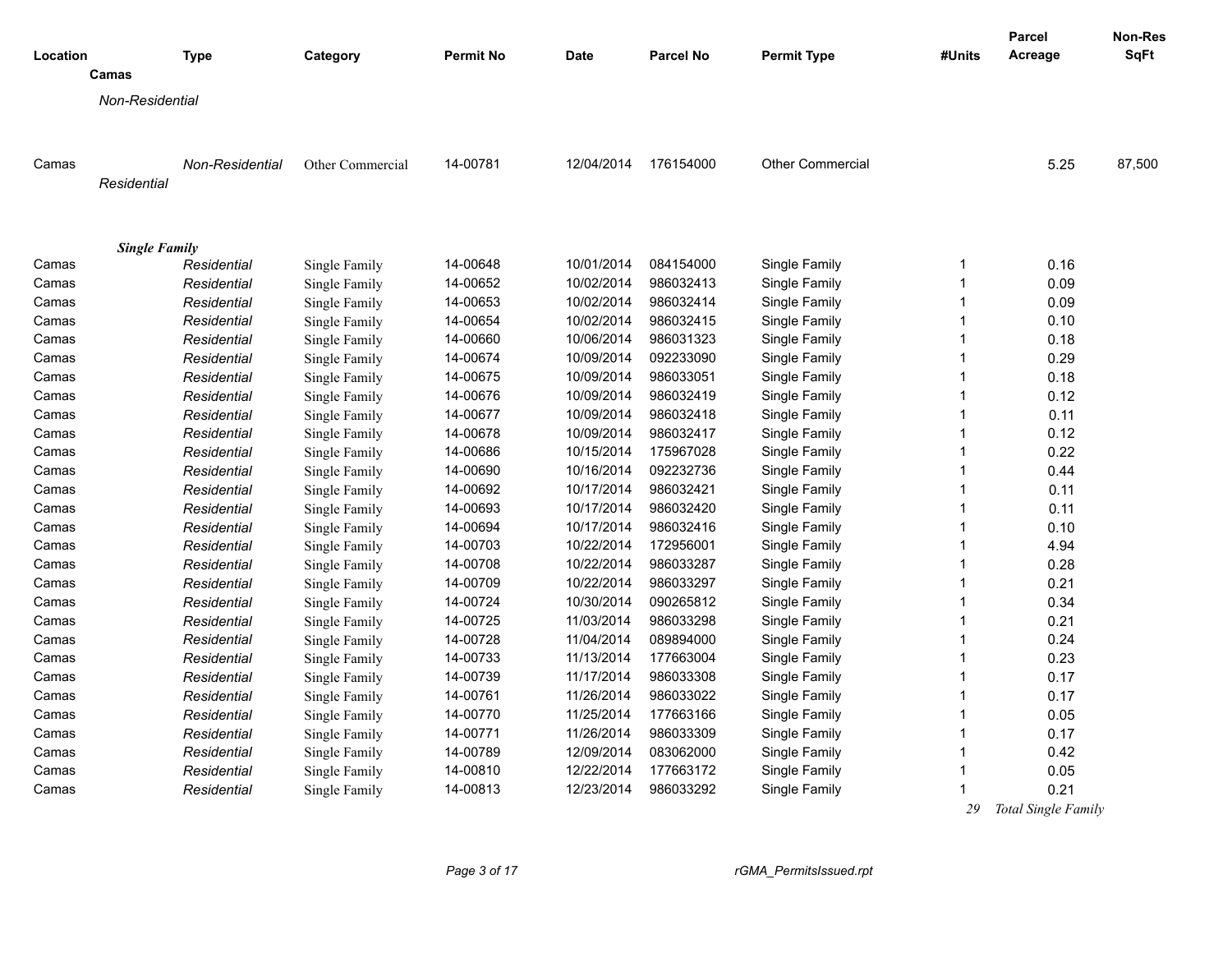| Location | Type | Category | Permit No | Date | Parcel No | Permit Type | #Units | Parcel Acreage | Non-Res SqFt |
|---|---|---|---|---|---|---|---|---|---|
| **Camas** | | | | | | | | | |
| *Non-Residential* | | | | | | | | | |
| Camas | *Non-Residential* | Other Commercial | 14-00781 | 12/04/2014 | 176154000 | Other Commercial | | 5.25 | 87,500 |
| *Residential* | | | | | | | | | |
| ***Single Family*** | | | | | | | | | |
| Camas | *Residential* | Single Family | 14-00648 | 10/01/2014 | 084154000 | Single Family | 1 | 0.16 | |
| Camas | *Residential* | Single Family | 14-00652 | 10/02/2014 | 986032413 | Single Family | 1 | 0.09 | |
| Camas | *Residential* | Single Family | 14-00653 | 10/02/2014 | 986032414 | Single Family | 1 | 0.09 | |
| Camas | *Residential* | Single Family | 14-00654 | 10/02/2014 | 986032415 | Single Family | 1 | 0.10 | |
| Camas | *Residential* | Single Family | 14-00660 | 10/06/2014 | 986031323 | Single Family | 1 | 0.18 | |
| Camas | *Residential* | Single Family | 14-00674 | 10/09/2014 | 092233090 | Single Family | 1 | 0.29 | |
| Camas | *Residential* | Single Family | 14-00675 | 10/09/2014 | 986033051 | Single Family | 1 | 0.18 | |
| Camas | *Residential* | Single Family | 14-00676 | 10/09/2014 | 986032419 | Single Family | 1 | 0.12 | |
| Camas | *Residential* | Single Family | 14-00677 | 10/09/2014 | 986032418 | Single Family | 1 | 0.11 | |
| Camas | *Residential* | Single Family | 14-00678 | 10/09/2014 | 986032417 | Single Family | 1 | 0.12 | |
| Camas | *Residential* | Single Family | 14-00686 | 10/15/2014 | 175967028 | Single Family | 1 | 0.22 | |
| Camas | *Residential* | Single Family | 14-00690 | 10/16/2014 | 092232736 | Single Family | 1 | 0.44 | |
| Camas | *Residential* | Single Family | 14-00692 | 10/17/2014 | 986032421 | Single Family | 1 | 0.11 | |
| Camas | *Residential* | Single Family | 14-00693 | 10/17/2014 | 986032420 | Single Family | 1 | 0.11 | |
| Camas | *Residential* | Single Family | 14-00694 | 10/17/2014 | 986032416 | Single Family | 1 | 0.10 | |
| Camas | *Residential* | Single Family | 14-00703 | 10/22/2014 | 172956001 | Single Family | 1 | 4.94 | |
| Camas | *Residential* | Single Family | 14-00708 | 10/22/2014 | 986033287 | Single Family | 1 | 0.28 | |
| Camas | *Residential* | Single Family | 14-00709 | 10/22/2014 | 986033297 | Single Family | 1 | 0.21 | |
| Camas | *Residential* | Single Family | 14-00724 | 10/30/2014 | 090265812 | Single Family | 1 | 0.34 | |
| Camas | *Residential* | Single Family | 14-00725 | 11/03/2014 | 986033298 | Single Family | 1 | 0.21 | |
| Camas | *Residential* | Single Family | 14-00728 | 11/04/2014 | 089894000 | Single Family | 1 | 0.24 | |
| Camas | *Residential* | Single Family | 14-00733 | 11/13/2014 | 177663004 | Single Family | 1 | 0.23 | |
| Camas | *Residential* | Single Family | 14-00739 | 11/17/2014 | 986033308 | Single Family | 1 | 0.17 | |
| Camas | *Residential* | Single Family | 14-00761 | 11/26/2014 | 986033022 | Single Family | 1 | 0.17 | |
| Camas | *Residential* | Single Family | 14-00770 | 11/25/2014 | 177663166 | Single Family | 1 | 0.05 | |
| Camas | *Residential* | Single Family | 14-00771 | 11/26/2014 | 986033309 | Single Family | 1 | 0.17 | |
| Camas | *Residential* | Single Family | 14-00789 | 12/09/2014 | 083062000 | Single Family | 1 | 0.42 | |
| Camas | *Residential* | Single Family | 14-00810 | 12/22/2014 | 177663172 | Single Family | 1 | 0.05 | |
| Camas | *Residential* | Single Family | 14-00813 | 12/23/2014 | 986033292 | Single Family | 1 | 0.21 | |
| | | | | | | | *29* | *Total Single Family* | |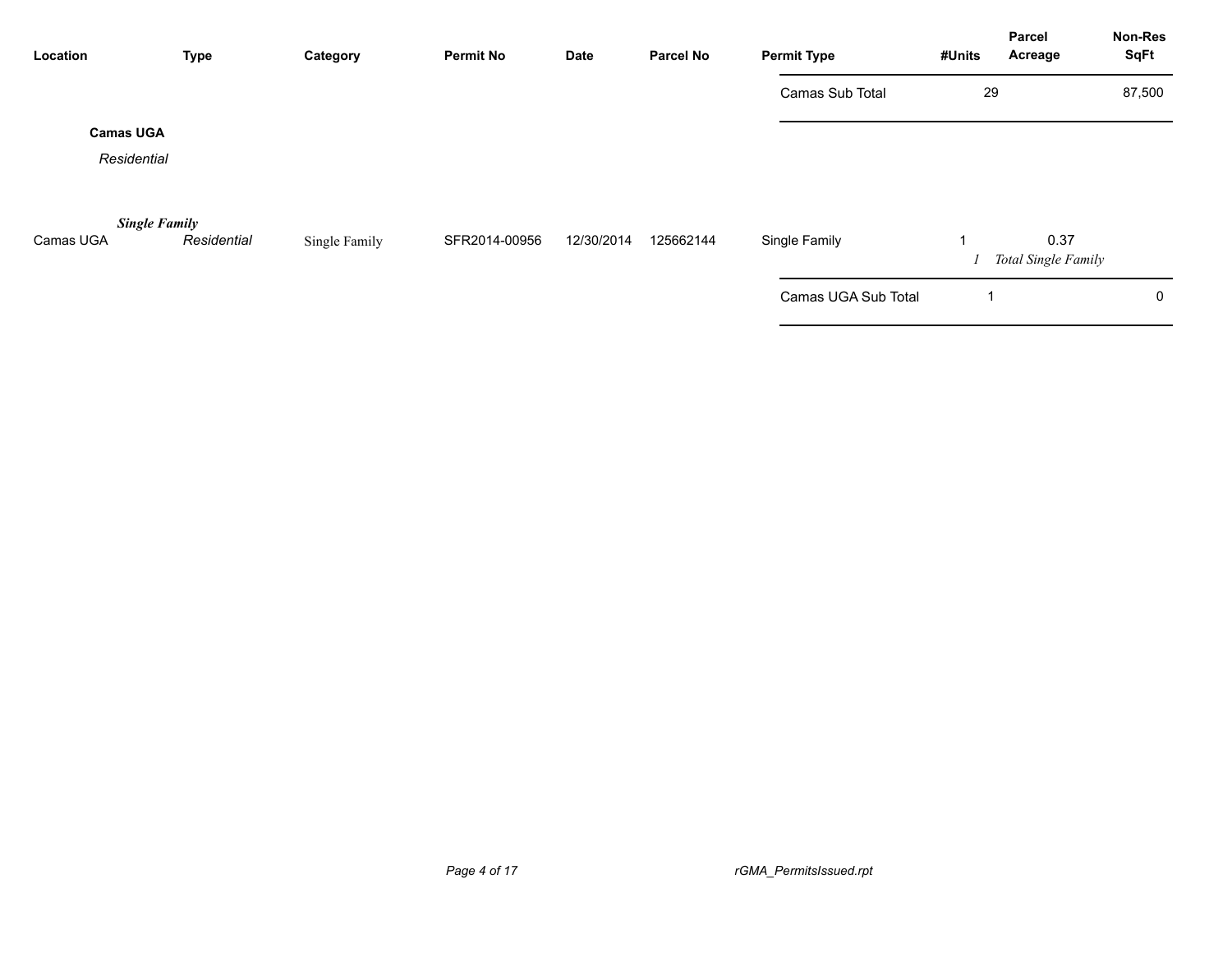| Location | Type | Category | Permit No | Date | Parcel No | Permit Type | #Units | Parcel Acreage | Non-Res SqFt |
|---|---|---|---|---|---|---|---|---|---|
| | | | | | | Camas Sub Total | 29 | | 87,500 |
| **Camas UGA** | | | | | | | | | |
| *Residential* | | | | | | | | | |
| ***Single Family*** | | | | | | | | | |
| Camas UGA | *Residential* | Single Family | SFR2014-00956 | 12/30/2014 | 125662144 | Single Family | 1 | 0.37 | |
| | | | | | | | *1* | *Total Single Family* | |
| | | | | | | Camas UGA Sub Total | 1 | | 0 |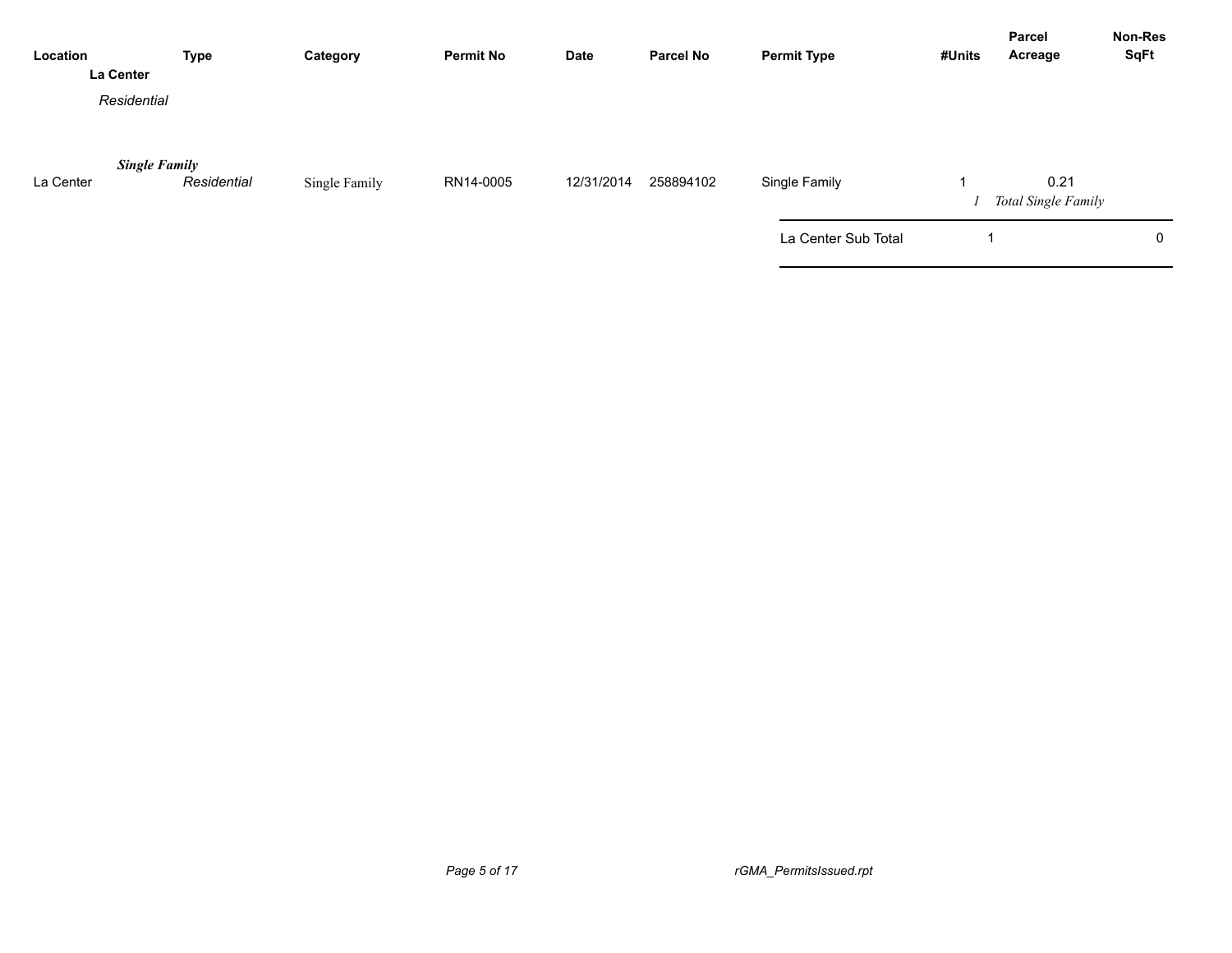| Location | Type | Category | Permit No | Date | Parcel No | Permit Type | #Units | Parcel Acreage | Non-Res SqFt |
|---|---|---|---|---|---|---|---|---|---|
| **La Center** | | | | | | | | | |
| *Residential* | | | | | | | | | |
| ***Single Family*** | | | | | | | | | |
| La Center | *Residential* | Single Family | RN14-0005 | 12/31/2014 | 258894102 | Single Family | 1 | 0.21 | |
| | | | | | | | *1* | *Total Single Family* | |
| | | | | | | La Center Sub Total | 1 | | 0 |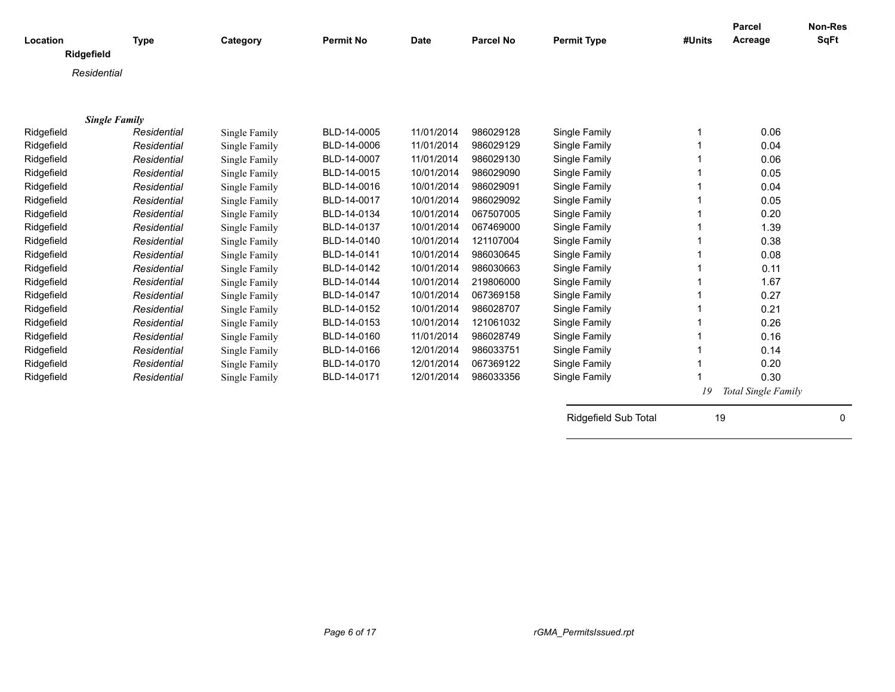| Location | Type | Category | Permit No | Date | Parcel No | Permit Type | #Units | Parcel Acreage | Non-Res SqFt |
|---|---|---|---|---|---|---|---|---|---|
| **Ridgefield** | | | | | | | | | |
| *Residential* | | | | | | | | | |
| ***Single Family*** | | | | | | | | | |
| Ridgefield | *Residential* | Single Family | BLD-14-0005 | 11/01/2014 | 986029128 | Single Family | 1 | 0.06 | |
| Ridgefield | *Residential* | Single Family | BLD-14-0006 | 11/01/2014 | 986029129 | Single Family | 1 | 0.04 | |
| Ridgefield | *Residential* | Single Family | BLD-14-0007 | 11/01/2014 | 986029130 | Single Family | 1 | 0.06 | |
| Ridgefield | *Residential* | Single Family | BLD-14-0015 | 10/01/2014 | 986029090 | Single Family | 1 | 0.05 | |
| Ridgefield | *Residential* | Single Family | BLD-14-0016 | 10/01/2014 | 986029091 | Single Family | 1 | 0.04 | |
| Ridgefield | *Residential* | Single Family | BLD-14-0017 | 10/01/2014 | 986029092 | Single Family | 1 | 0.05 | |
| Ridgefield | *Residential* | Single Family | BLD-14-0134 | 10/01/2014 | 067507005 | Single Family | 1 | 0.20 | |
| Ridgefield | *Residential* | Single Family | BLD-14-0137 | 10/01/2014 | 067469000 | Single Family | 1 | 1.39 | |
| Ridgefield | *Residential* | Single Family | BLD-14-0140 | 10/01/2014 | 121107004 | Single Family | 1 | 0.38 | |
| Ridgefield | *Residential* | Single Family | BLD-14-0141 | 10/01/2014 | 986030645 | Single Family | 1 | 0.08 | |
| Ridgefield | *Residential* | Single Family | BLD-14-0142 | 10/01/2014 | 986030663 | Single Family | 1 | 0.11 | |
| Ridgefield | *Residential* | Single Family | BLD-14-0144 | 10/01/2014 | 219806000 | Single Family | 1 | 1.67 | |
| Ridgefield | *Residential* | Single Family | BLD-14-0147 | 10/01/2014 | 067369158 | Single Family | 1 | 0.27 | |
| Ridgefield | *Residential* | Single Family | BLD-14-0152 | 10/01/2014 | 986028707 | Single Family | 1 | 0.21 | |
| Ridgefield | *Residential* | Single Family | BLD-14-0153 | 10/01/2014 | 121061032 | Single Family | 1 | 0.26 | |
| Ridgefield | *Residential* | Single Family | BLD-14-0160 | 11/01/2014 | 986028749 | Single Family | 1 | 0.16 | |
| Ridgefield | *Residential* | Single Family | BLD-14-0166 | 12/01/2014 | 986033751 | Single Family | 1 | 0.14 | |
| Ridgefield | *Residential* | Single Family | BLD-14-0170 | 12/01/2014 | 067369122 | Single Family | 1 | 0.20 | |
| Ridgefield | *Residential* | Single Family | BLD-14-0171 | 12/01/2014 | 986033356 | Single Family | 1 | 0.30 | |
| | | | | | | | *19* | *Total Single Family* | |
| | | | | | | Ridgefield Sub Total | 19 | | 0 |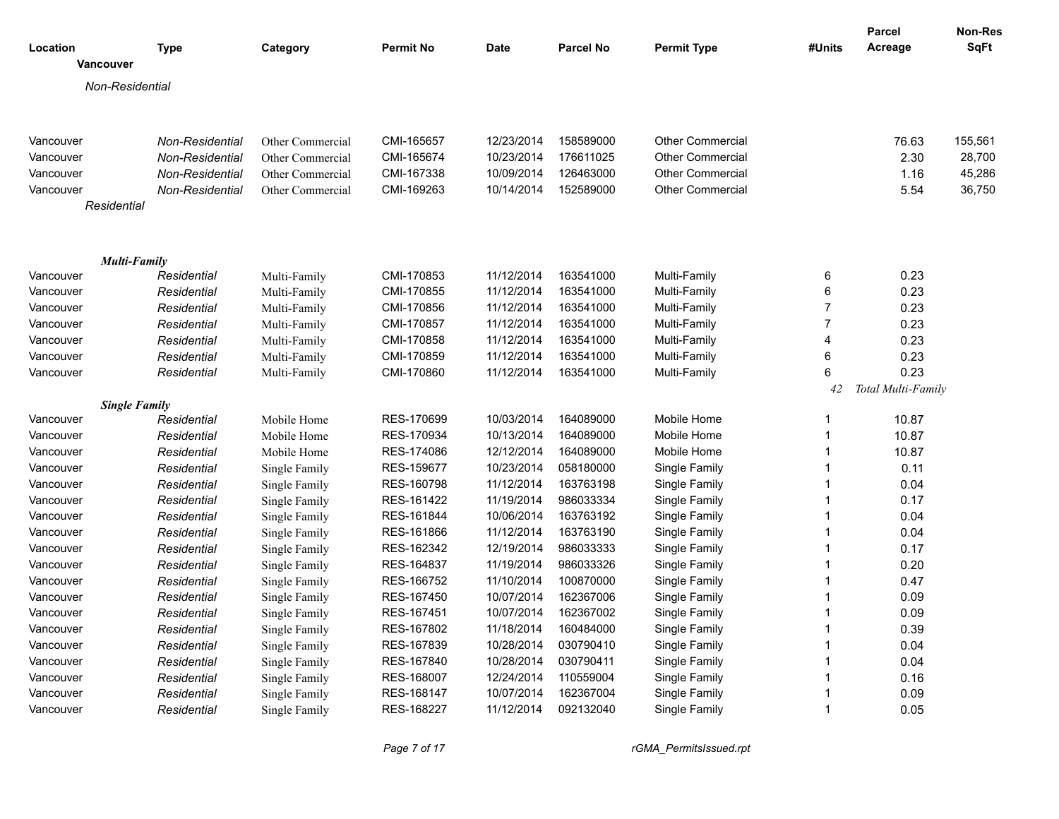| Location | Type | Category | Permit No | Date | Parcel No | Permit Type | #Units | Parcel Acreage | Non-Res SqFt |
|---|---|---|---|---|---|---|---|---|---|
| **Vancouver** | | | | | | | | | |
| *Non-Residential* | | | | | | | | | |
| Vancouver | *Non-Residential* | Other Commercial | CMI-165657 | 12/23/2014 | 158589000 | Other Commercial | | 76.63 | 155,561 |
| Vancouver | *Non-Residential* | Other Commercial | CMI-165674 | 10/23/2014 | 176611025 | Other Commercial | | 2.30 | 28,700 |
| Vancouver | *Non-Residential* | Other Commercial | CMI-167338 | 10/09/2014 | 126463000 | Other Commercial | | 1.16 | 45,286 |
| Vancouver | *Non-Residential* | Other Commercial | CMI-169263 | 10/14/2014 | 152589000 | Other Commercial | | 5.54 | 36,750 |
| *Residential* | | | | | | | | | |
| ***Multi-Family*** | | | | | | | | | |
| Vancouver | *Residential* | Multi-Family | CMI-170853 | 11/12/2014 | 163541000 | Multi-Family | 6 | 0.23 | |
| Vancouver | *Residential* | Multi-Family | CMI-170855 | 11/12/2014 | 163541000 | Multi-Family | 6 | 0.23 | |
| Vancouver | *Residential* | Multi-Family | CMI-170856 | 11/12/2014 | 163541000 | Multi-Family | 7 | 0.23 | |
| Vancouver | *Residential* | Multi-Family | CMI-170857 | 11/12/2014 | 163541000 | Multi-Family | 7 | 0.23 | |
| Vancouver | *Residential* | Multi-Family | CMI-170858 | 11/12/2014 | 163541000 | Multi-Family | 4 | 0.23 | |
| Vancouver | *Residential* | Multi-Family | CMI-170859 | 11/12/2014 | 163541000 | Multi-Family | 6 | 0.23 | |
| Vancouver | *Residential* | Multi-Family | CMI-170860 | 11/12/2014 | 163541000 | Multi-Family | 6 | 0.23 | |
| | | | | | | | *42* | *Total Multi-Family* | |
| ***Single Family*** | | | | | | | | | |
| Vancouver | *Residential* | Mobile Home | RES-170699 | 10/03/2014 | 164089000 | Mobile Home | 1 | 10.87 | |
| Vancouver | *Residential* | Mobile Home | RES-170934 | 10/13/2014 | 164089000 | Mobile Home | 1 | 10.87 | |
| Vancouver | *Residential* | Mobile Home | RES-174086 | 12/12/2014 | 164089000 | Mobile Home | 1 | 10.87 | |
| Vancouver | *Residential* | Single Family | RES-159677 | 10/23/2014 | 058180000 | Single Family | 1 | 0.11 | |
| Vancouver | *Residential* | Single Family | RES-160798 | 11/12/2014 | 163763198 | Single Family | 1 | 0.04 | |
| Vancouver | *Residential* | Single Family | RES-161422 | 11/19/2014 | 986033334 | Single Family | 1 | 0.17 | |
| Vancouver | *Residential* | Single Family | RES-161844 | 10/06/2014 | 163763192 | Single Family | 1 | 0.04 | |
| Vancouver | *Residential* | Single Family | RES-161866 | 11/12/2014 | 163763190 | Single Family | 1 | 0.04 | |
| Vancouver | *Residential* | Single Family | RES-162342 | 12/19/2014 | 986033333 | Single Family | 1 | 0.17 | |
| Vancouver | *Residential* | Single Family | RES-164837 | 11/19/2014 | 986033326 | Single Family | 1 | 0.20 | |
| Vancouver | *Residential* | Single Family | RES-166752 | 11/10/2014 | 100870000 | Single Family | 1 | 0.47 | |
| Vancouver | *Residential* | Single Family | RES-167450 | 10/07/2014 | 162367006 | Single Family | 1 | 0.09 | |
| Vancouver | *Residential* | Single Family | RES-167451 | 10/07/2014 | 162367002 | Single Family | 1 | 0.09 | |
| Vancouver | *Residential* | Single Family | RES-167802 | 11/18/2014 | 160484000 | Single Family | 1 | 0.39 | |
| Vancouver | *Residential* | Single Family | RES-167839 | 10/28/2014 | 030790410 | Single Family | 1 | 0.04 | |
| Vancouver | *Residential* | Single Family | RES-167840 | 10/28/2014 | 030790411 | Single Family | 1 | 0.04 | |
| Vancouver | *Residential* | Single Family | RES-168007 | 12/24/2014 | 110559004 | Single Family | 1 | 0.16 | |
| Vancouver | *Residential* | Single Family | RES-168147 | 10/07/2014 | 162367004 | Single Family | 1 | 0.09 | |
| Vancouver | *Residential* | Single Family | RES-168227 | 11/12/2014 | 092132040 | Single Family | 1 | 0.05 | |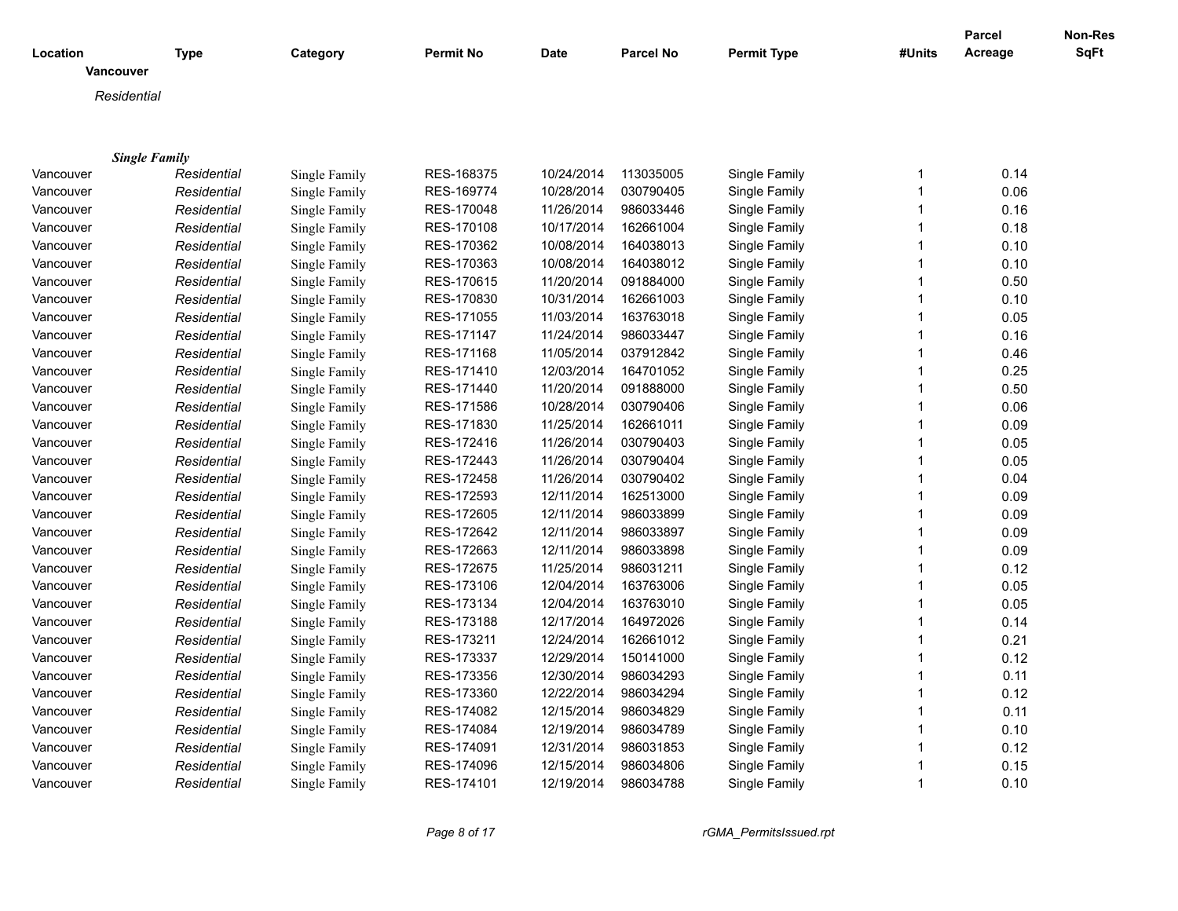| Location | Type | Category | Permit No | Date | Parcel No | Permit Type | #Units | Parcel Acreage | Non-Res SqFt |
|---|---|---|---|---|---|---|---|---|---|
| **Vancouver** | | | | | | | | | |
| *Residential* | | | | | | | | | |
| ***Single Family*** | | | | | | | | | |
| Vancouver | *Residential* | Single Family | RES-168375 | 10/24/2014 | 113035005 | Single Family | 1 | 0.14 | |
| Vancouver | *Residential* | Single Family | RES-169774 | 10/28/2014 | 030790405 | Single Family | 1 | 0.06 | |
| Vancouver | *Residential* | Single Family | RES-170048 | 11/26/2014 | 986033446 | Single Family | 1 | 0.16 | |
| Vancouver | *Residential* | Single Family | RES-170108 | 10/17/2014 | 162661004 | Single Family | 1 | 0.18 | |
| Vancouver | *Residential* | Single Family | RES-170362 | 10/08/2014 | 164038013 | Single Family | 1 | 0.10 | |
| Vancouver | *Residential* | Single Family | RES-170363 | 10/08/2014 | 164038012 | Single Family | 1 | 0.10 | |
| Vancouver | *Residential* | Single Family | RES-170615 | 11/20/2014 | 091884000 | Single Family | 1 | 0.50 | |
| Vancouver | *Residential* | Single Family | RES-170830 | 10/31/2014 | 162661003 | Single Family | 1 | 0.10 | |
| Vancouver | *Residential* | Single Family | RES-171055 | 11/03/2014 | 163763018 | Single Family | 1 | 0.05 | |
| Vancouver | *Residential* | Single Family | RES-171147 | 11/24/2014 | 986033447 | Single Family | 1 | 0.16 | |
| Vancouver | *Residential* | Single Family | RES-171168 | 11/05/2014 | 037912842 | Single Family | 1 | 0.46 | |
| Vancouver | *Residential* | Single Family | RES-171410 | 12/03/2014 | 164701052 | Single Family | 1 | 0.25 | |
| Vancouver | *Residential* | Single Family | RES-171440 | 11/20/2014 | 091888000 | Single Family | 1 | 0.50 | |
| Vancouver | *Residential* | Single Family | RES-171586 | 10/28/2014 | 030790406 | Single Family | 1 | 0.06 | |
| Vancouver | *Residential* | Single Family | RES-171830 | 11/25/2014 | 162661011 | Single Family | 1 | 0.09 | |
| Vancouver | *Residential* | Single Family | RES-172416 | 11/26/2014 | 030790403 | Single Family | 1 | 0.05 | |
| Vancouver | *Residential* | Single Family | RES-172443 | 11/26/2014 | 030790404 | Single Family | 1 | 0.05 | |
| Vancouver | *Residential* | Single Family | RES-172458 | 11/26/2014 | 030790402 | Single Family | 1 | 0.04 | |
| Vancouver | *Residential* | Single Family | RES-172593 | 12/11/2014 | 162513000 | Single Family | 1 | 0.09 | |
| Vancouver | *Residential* | Single Family | RES-172605 | 12/11/2014 | 986033899 | Single Family | 1 | 0.09 | |
| Vancouver | *Residential* | Single Family | RES-172642 | 12/11/2014 | 986033897 | Single Family | 1 | 0.09 | |
| Vancouver | *Residential* | Single Family | RES-172663 | 12/11/2014 | 986033898 | Single Family | 1 | 0.09 | |
| Vancouver | *Residential* | Single Family | RES-172675 | 11/25/2014 | 986031211 | Single Family | 1 | 0.12 | |
| Vancouver | *Residential* | Single Family | RES-173106 | 12/04/2014 | 163763006 | Single Family | 1 | 0.05 | |
| Vancouver | *Residential* | Single Family | RES-173134 | 12/04/2014 | 163763010 | Single Family | 1 | 0.05 | |
| Vancouver | *Residential* | Single Family | RES-173188 | 12/17/2014 | 164972026 | Single Family | 1 | 0.14 | |
| Vancouver | *Residential* | Single Family | RES-173211 | 12/24/2014 | 162661012 | Single Family | 1 | 0.21 | |
| Vancouver | *Residential* | Single Family | RES-173337 | 12/29/2014 | 150141000 | Single Family | 1 | 0.12 | |
| Vancouver | *Residential* | Single Family | RES-173356 | 12/30/2014 | 986034293 | Single Family | 1 | 0.11 | |
| Vancouver | *Residential* | Single Family | RES-173360 | 12/22/2014 | 986034294 | Single Family | 1 | 0.12 | |
| Vancouver | *Residential* | Single Family | RES-174082 | 12/15/2014 | 986034829 | Single Family | 1 | 0.11 | |
| Vancouver | *Residential* | Single Family | RES-174084 | 12/19/2014 | 986034789 | Single Family | 1 | 0.10 | |
| Vancouver | *Residential* | Single Family | RES-174091 | 12/31/2014 | 986031853 | Single Family | 1 | 0.12 | |
| Vancouver | *Residential* | Single Family | RES-174096 | 12/15/2014 | 986034806 | Single Family | 1 | 0.15 | |
| Vancouver | *Residential* | Single Family | RES-174101 | 12/19/2014 | 986034788 | Single Family | 1 | 0.10 | |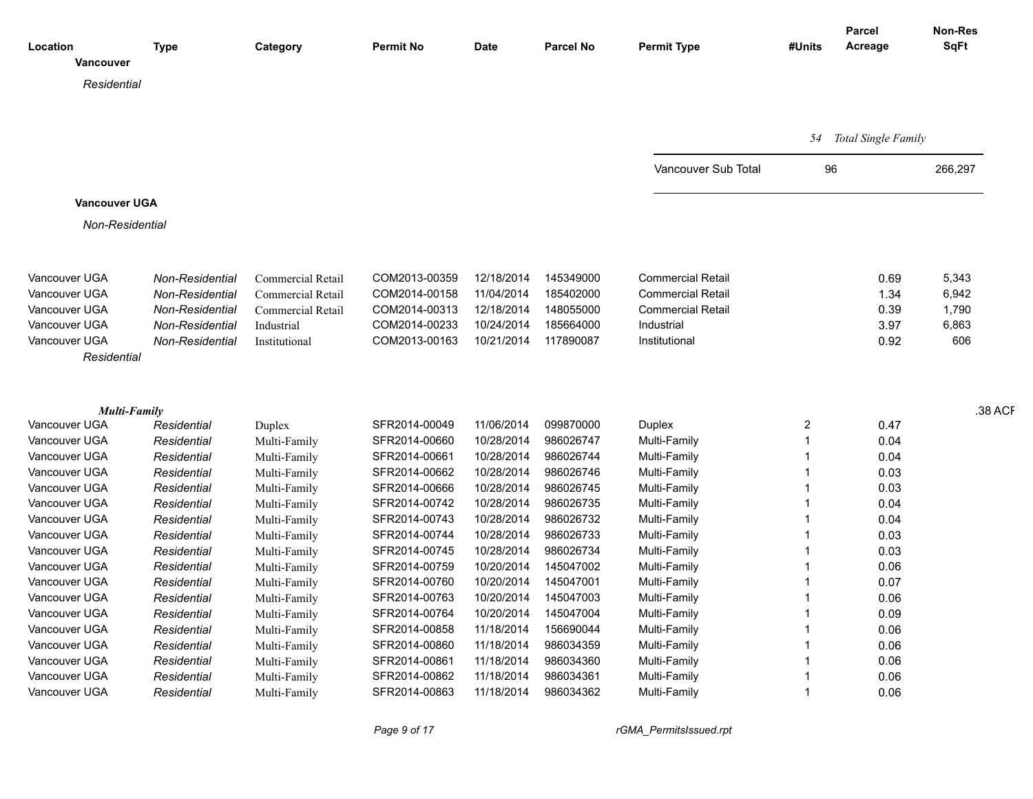| Location | Type | Category | Permit No | Date | Parcel No | Permit Type | #Units | Parcel Acreage | Non-Res SqFt |
|---|---|---|---|---|---|---|---|---|---|

**Vancouver**

*Residential*

*54 Total Single Family*

| | | |
|---|---|---|
| Vancouver Sub Total | 96 | 266,297 |

**Vancouver UGA**

*Non-Residential*

| Location | Type | Category | Permit No | Date | Parcel No | Permit Type | #Units | Parcel Acreage | Non-Res SqFt |
|---|---|---|---|---|---|---|---|---|---|
| Vancouver UGA | *Non-Residential* | Commercial Retail | COM2013-00359 | 12/18/2014 | 145349000 | Commercial Retail | | 0.69 | 5,343 |
| Vancouver UGA | *Non-Residential* | Commercial Retail | COM2014-00158 | 11/04/2014 | 185402000 | Commercial Retail | | 1.34 | 6,942 |
| Vancouver UGA | *Non-Residential* | Commercial Retail | COM2014-00313 | 12/18/2014 | 148055000 | Commercial Retail | | 0.39 | 1,790 |
| Vancouver UGA | *Non-Residential* | Industrial | COM2014-00233 | 10/24/2014 | 185664000 | Industrial | | 3.97 | 6,863 |
| Vancouver UGA | *Non-Residential* | Institutional | COM2013-00163 | 10/21/2014 | 117890087 | Institutional | | 0.92 | 606 |

*Residential*

***Multi-Family*** .38 ACR

| Location | Type | Category | Permit No | Date | Parcel No | Permit Type | #Units | Parcel Acreage | Non-Res SqFt |
|---|---|---|---|---|---|---|---|---|---|
| Vancouver UGA | *Residential* | Duplex | SFR2014-00049 | 11/06/2014 | 099870000 | Duplex | 2 | 0.47 | |
| Vancouver UGA | *Residential* | Multi-Family | SFR2014-00660 | 10/28/2014 | 986026747 | Multi-Family | 1 | 0.04 | |
| Vancouver UGA | *Residential* | Multi-Family | SFR2014-00661 | 10/28/2014 | 986026744 | Multi-Family | 1 | 0.04 | |
| Vancouver UGA | *Residential* | Multi-Family | SFR2014-00662 | 10/28/2014 | 986026746 | Multi-Family | 1 | 0.03 | |
| Vancouver UGA | *Residential* | Multi-Family | SFR2014-00666 | 10/28/2014 | 986026745 | Multi-Family | 1 | 0.03 | |
| Vancouver UGA | *Residential* | Multi-Family | SFR2014-00742 | 10/28/2014 | 986026735 | Multi-Family | 1 | 0.04 | |
| Vancouver UGA | *Residential* | Multi-Family | SFR2014-00743 | 10/28/2014 | 986026732 | Multi-Family | 1 | 0.04 | |
| Vancouver UGA | *Residential* | Multi-Family | SFR2014-00744 | 10/28/2014 | 986026733 | Multi-Family | 1 | 0.03 | |
| Vancouver UGA | *Residential* | Multi-Family | SFR2014-00745 | 10/28/2014 | 986026734 | Multi-Family | 1 | 0.03 | |
| Vancouver UGA | *Residential* | Multi-Family | SFR2014-00759 | 10/20/2014 | 145047002 | Multi-Family | 1 | 0.06 | |
| Vancouver UGA | *Residential* | Multi-Family | SFR2014-00760 | 10/20/2014 | 145047001 | Multi-Family | 1 | 0.07 | |
| Vancouver UGA | *Residential* | Multi-Family | SFR2014-00763 | 10/20/2014 | 145047003 | Multi-Family | 1 | 0.06 | |
| Vancouver UGA | *Residential* | Multi-Family | SFR2014-00764 | 10/20/2014 | 145047004 | Multi-Family | 1 | 0.09 | |
| Vancouver UGA | *Residential* | Multi-Family | SFR2014-00858 | 11/18/2014 | 156690044 | Multi-Family | 1 | 0.06 | |
| Vancouver UGA | *Residential* | Multi-Family | SFR2014-00860 | 11/18/2014 | 986034359 | Multi-Family | 1 | 0.06 | |
| Vancouver UGA | *Residential* | Multi-Family | SFR2014-00861 | 11/18/2014 | 986034360 | Multi-Family | 1 | 0.06 | |
| Vancouver UGA | *Residential* | Multi-Family | SFR2014-00862 | 11/18/2014 | 986034361 | Multi-Family | 1 | 0.06 | |
| Vancouver UGA | *Residential* | Multi-Family | SFR2014-00863 | 11/18/2014 | 986034362 | Multi-Family | 1 | 0.06 | |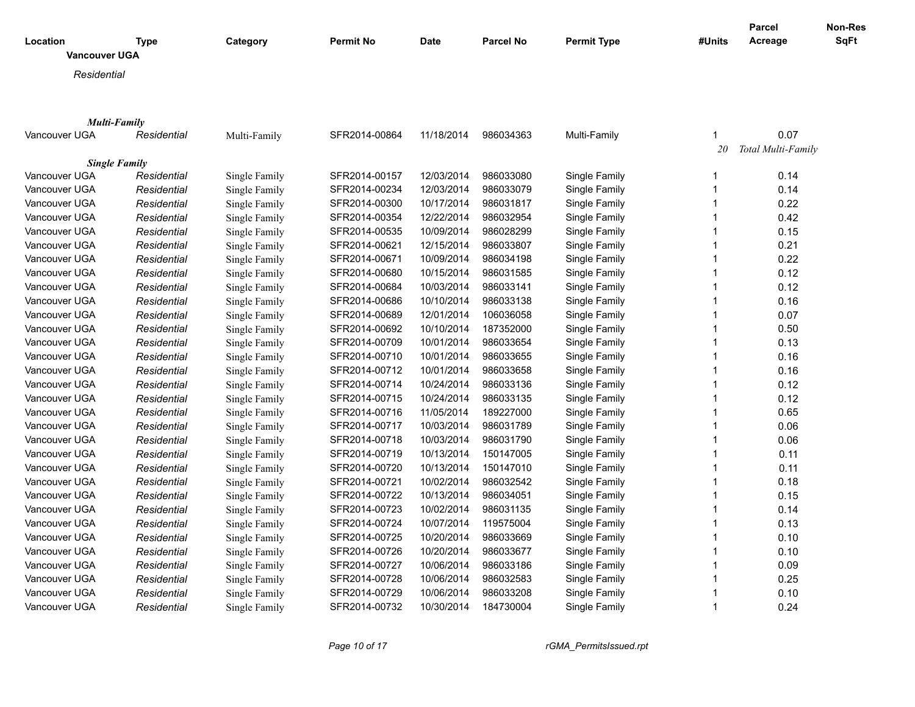| Location | Type | Category | Permit No | Date | Parcel No | Permit Type | #Units | Parcel Acreage | Non-Res SqFt |
|---|---|---|---|---|---|---|---|---|---|
| **Vancouver UGA** | | | | | | | | | |
| *Residential* | | | | | | | | | |
| ***Multi-Family*** | | | | | | | | | |
| Vancouver UGA | *Residential* | Multi-Family | SFR2014-00864 | 11/18/2014 | 986034363 | Multi-Family | 1 | 0.07 | |
| | | | | | | | *20* | *Total Multi-Family* | |
| ***Single Family*** | | | | | | | | | |
| Vancouver UGA | *Residential* | Single Family | SFR2014-00157 | 12/03/2014 | 986033080 | Single Family | 1 | 0.14 | |
| Vancouver UGA | *Residential* | Single Family | SFR2014-00234 | 12/03/2014 | 986033079 | Single Family | 1 | 0.14 | |
| Vancouver UGA | *Residential* | Single Family | SFR2014-00300 | 10/17/2014 | 986031817 | Single Family | 1 | 0.22 | |
| Vancouver UGA | *Residential* | Single Family | SFR2014-00354 | 12/22/2014 | 986032954 | Single Family | 1 | 0.42 | |
| Vancouver UGA | *Residential* | Single Family | SFR2014-00535 | 10/09/2014 | 986028299 | Single Family | 1 | 0.15 | |
| Vancouver UGA | *Residential* | Single Family | SFR2014-00621 | 12/15/2014 | 986033807 | Single Family | 1 | 0.21 | |
| Vancouver UGA | *Residential* | Single Family | SFR2014-00671 | 10/09/2014 | 986034198 | Single Family | 1 | 0.22 | |
| Vancouver UGA | *Residential* | Single Family | SFR2014-00680 | 10/15/2014 | 986031585 | Single Family | 1 | 0.12 | |
| Vancouver UGA | *Residential* | Single Family | SFR2014-00684 | 10/03/2014 | 986033141 | Single Family | 1 | 0.12 | |
| Vancouver UGA | *Residential* | Single Family | SFR2014-00686 | 10/10/2014 | 986033138 | Single Family | 1 | 0.16 | |
| Vancouver UGA | *Residential* | Single Family | SFR2014-00689 | 12/01/2014 | 106036058 | Single Family | 1 | 0.07 | |
| Vancouver UGA | *Residential* | Single Family | SFR2014-00692 | 10/10/2014 | 187352000 | Single Family | 1 | 0.50 | |
| Vancouver UGA | *Residential* | Single Family | SFR2014-00709 | 10/01/2014 | 986033654 | Single Family | 1 | 0.13 | |
| Vancouver UGA | *Residential* | Single Family | SFR2014-00710 | 10/01/2014 | 986033655 | Single Family | 1 | 0.16 | |
| Vancouver UGA | *Residential* | Single Family | SFR2014-00712 | 10/01/2014 | 986033658 | Single Family | 1 | 0.16 | |
| Vancouver UGA | *Residential* | Single Family | SFR2014-00714 | 10/24/2014 | 986033136 | Single Family | 1 | 0.12 | |
| Vancouver UGA | *Residential* | Single Family | SFR2014-00715 | 10/24/2014 | 986033135 | Single Family | 1 | 0.12 | |
| Vancouver UGA | *Residential* | Single Family | SFR2014-00716 | 11/05/2014 | 189227000 | Single Family | 1 | 0.65 | |
| Vancouver UGA | *Residential* | Single Family | SFR2014-00717 | 10/03/2014 | 986031789 | Single Family | 1 | 0.06 | |
| Vancouver UGA | *Residential* | Single Family | SFR2014-00718 | 10/03/2014 | 986031790 | Single Family | 1 | 0.06 | |
| Vancouver UGA | *Residential* | Single Family | SFR2014-00719 | 10/13/2014 | 150147005 | Single Family | 1 | 0.11 | |
| Vancouver UGA | *Residential* | Single Family | SFR2014-00720 | 10/13/2014 | 150147010 | Single Family | 1 | 0.11 | |
| Vancouver UGA | *Residential* | Single Family | SFR2014-00721 | 10/02/2014 | 986032542 | Single Family | 1 | 0.18 | |
| Vancouver UGA | *Residential* | Single Family | SFR2014-00722 | 10/13/2014 | 986034051 | Single Family | 1 | 0.15 | |
| Vancouver UGA | *Residential* | Single Family | SFR2014-00723 | 10/02/2014 | 986031135 | Single Family | 1 | 0.14 | |
| Vancouver UGA | *Residential* | Single Family | SFR2014-00724 | 10/07/2014 | 119575004 | Single Family | 1 | 0.13 | |
| Vancouver UGA | *Residential* | Single Family | SFR2014-00725 | 10/20/2014 | 986033669 | Single Family | 1 | 0.10 | |
| Vancouver UGA | *Residential* | Single Family | SFR2014-00726 | 10/20/2014 | 986033677 | Single Family | 1 | 0.10 | |
| Vancouver UGA | *Residential* | Single Family | SFR2014-00727 | 10/06/2014 | 986033186 | Single Family | 1 | 0.09 | |
| Vancouver UGA | *Residential* | Single Family | SFR2014-00728 | 10/06/2014 | 986032583 | Single Family | 1 | 0.25 | |
| Vancouver UGA | *Residential* | Single Family | SFR2014-00729 | 10/06/2014 | 986033208 | Single Family | 1 | 0.10 | |
| Vancouver UGA | *Residential* | Single Family | SFR2014-00732 | 10/30/2014 | 184730004 | Single Family | 1 | 0.24 | |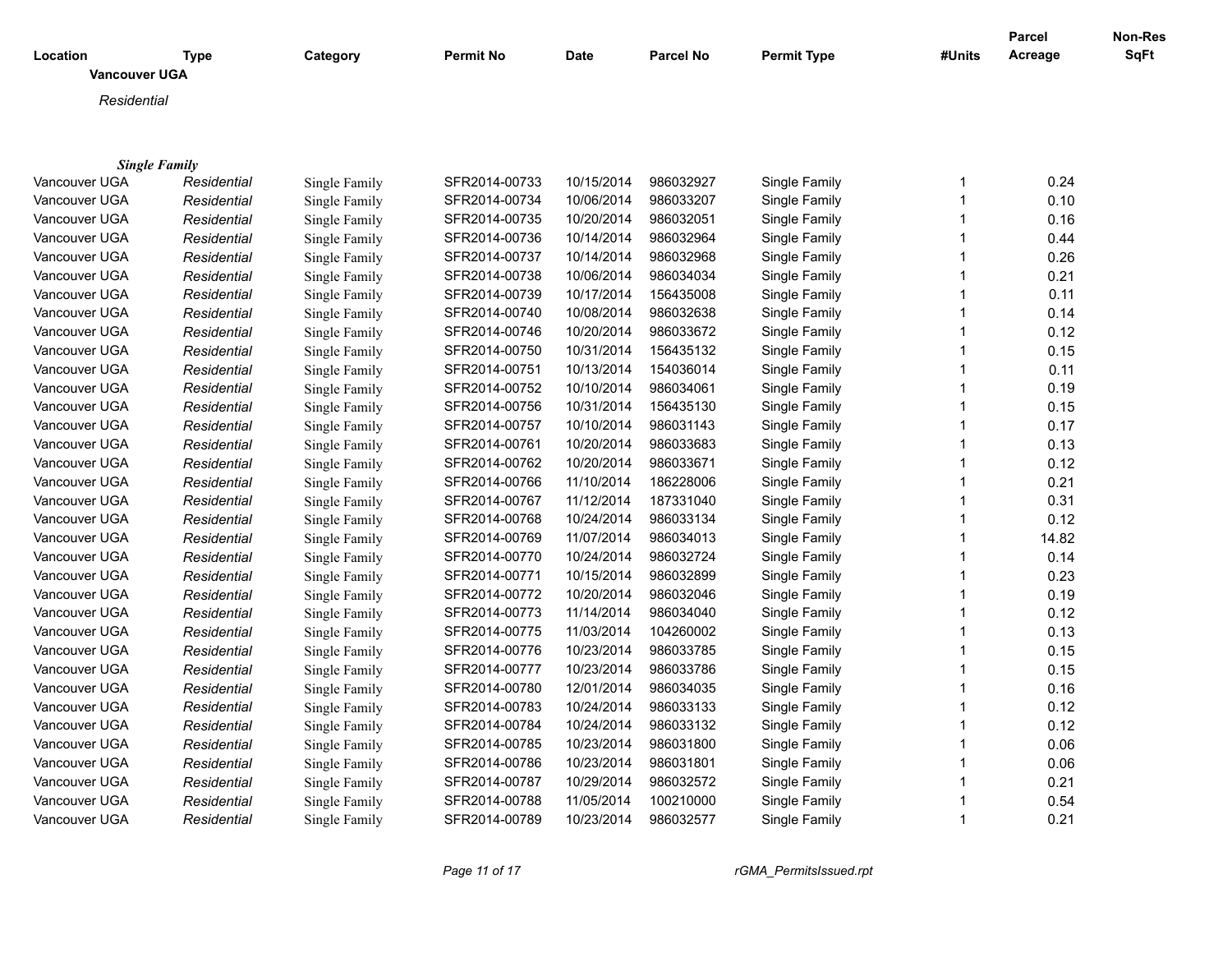| Location | Type | Category | Permit No | Date | Parcel No | Permit Type | #Units | Parcel Acreage | Non-Res SqFt |
|---|---|---|---|---|---|---|---|---|---|

**Vancouver UGA**

*Residential*

***Single Family***

| Location | Type | Category | Permit No | Date | Parcel No | Permit Type | #Units | Parcel Acreage | Non-Res SqFt |
|---|---|---|---|---|---|---|---|---|---|
| Vancouver UGA | *Residential* | Single Family | SFR2014-00733 | 10/15/2014 | 986032927 | Single Family | 1 | 0.24 | |
| Vancouver UGA | *Residential* | Single Family | SFR2014-00734 | 10/06/2014 | 986033207 | Single Family | 1 | 0.10 | |
| Vancouver UGA | *Residential* | Single Family | SFR2014-00735 | 10/20/2014 | 986032051 | Single Family | 1 | 0.16 | |
| Vancouver UGA | *Residential* | Single Family | SFR2014-00736 | 10/14/2014 | 986032964 | Single Family | 1 | 0.44 | |
| Vancouver UGA | *Residential* | Single Family | SFR2014-00737 | 10/14/2014 | 986032968 | Single Family | 1 | 0.26 | |
| Vancouver UGA | *Residential* | Single Family | SFR2014-00738 | 10/06/2014 | 986034034 | Single Family | 1 | 0.21 | |
| Vancouver UGA | *Residential* | Single Family | SFR2014-00739 | 10/17/2014 | 156435008 | Single Family | 1 | 0.11 | |
| Vancouver UGA | *Residential* | Single Family | SFR2014-00740 | 10/08/2014 | 986032638 | Single Family | 1 | 0.14 | |
| Vancouver UGA | *Residential* | Single Family | SFR2014-00746 | 10/20/2014 | 986033672 | Single Family | 1 | 0.12 | |
| Vancouver UGA | *Residential* | Single Family | SFR2014-00750 | 10/31/2014 | 156435132 | Single Family | 1 | 0.15 | |
| Vancouver UGA | *Residential* | Single Family | SFR2014-00751 | 10/13/2014 | 154036014 | Single Family | 1 | 0.11 | |
| Vancouver UGA | *Residential* | Single Family | SFR2014-00752 | 10/10/2014 | 986034061 | Single Family | 1 | 0.19 | |
| Vancouver UGA | *Residential* | Single Family | SFR2014-00756 | 10/31/2014 | 156435130 | Single Family | 1 | 0.15 | |
| Vancouver UGA | *Residential* | Single Family | SFR2014-00757 | 10/10/2014 | 986031143 | Single Family | 1 | 0.17 | |
| Vancouver UGA | *Residential* | Single Family | SFR2014-00761 | 10/20/2014 | 986033683 | Single Family | 1 | 0.13 | |
| Vancouver UGA | *Residential* | Single Family | SFR2014-00762 | 10/20/2014 | 986033671 | Single Family | 1 | 0.12 | |
| Vancouver UGA | *Residential* | Single Family | SFR2014-00766 | 11/10/2014 | 186228006 | Single Family | 1 | 0.21 | |
| Vancouver UGA | *Residential* | Single Family | SFR2014-00767 | 11/12/2014 | 187331040 | Single Family | 1 | 0.31 | |
| Vancouver UGA | *Residential* | Single Family | SFR2014-00768 | 10/24/2014 | 986033134 | Single Family | 1 | 0.12 | |
| Vancouver UGA | *Residential* | Single Family | SFR2014-00769 | 11/07/2014 | 986034013 | Single Family | 1 | 14.82 | |
| Vancouver UGA | *Residential* | Single Family | SFR2014-00770 | 10/24/2014 | 986032724 | Single Family | 1 | 0.14 | |
| Vancouver UGA | *Residential* | Single Family | SFR2014-00771 | 10/15/2014 | 986032899 | Single Family | 1 | 0.23 | |
| Vancouver UGA | *Residential* | Single Family | SFR2014-00772 | 10/20/2014 | 986032046 | Single Family | 1 | 0.19 | |
| Vancouver UGA | *Residential* | Single Family | SFR2014-00773 | 11/14/2014 | 986034040 | Single Family | 1 | 0.12 | |
| Vancouver UGA | *Residential* | Single Family | SFR2014-00775 | 11/03/2014 | 104260002 | Single Family | 1 | 0.13 | |
| Vancouver UGA | *Residential* | Single Family | SFR2014-00776 | 10/23/2014 | 986033785 | Single Family | 1 | 0.15 | |
| Vancouver UGA | *Residential* | Single Family | SFR2014-00777 | 10/23/2014 | 986033786 | Single Family | 1 | 0.15 | |
| Vancouver UGA | *Residential* | Single Family | SFR2014-00780 | 12/01/2014 | 986034035 | Single Family | 1 | 0.16 | |
| Vancouver UGA | *Residential* | Single Family | SFR2014-00783 | 10/24/2014 | 986033133 | Single Family | 1 | 0.12 | |
| Vancouver UGA | *Residential* | Single Family | SFR2014-00784 | 10/24/2014 | 986033132 | Single Family | 1 | 0.12 | |
| Vancouver UGA | *Residential* | Single Family | SFR2014-00785 | 10/23/2014 | 986031800 | Single Family | 1 | 0.06 | |
| Vancouver UGA | *Residential* | Single Family | SFR2014-00786 | 10/23/2014 | 986031801 | Single Family | 1 | 0.06 | |
| Vancouver UGA | *Residential* | Single Family | SFR2014-00787 | 10/29/2014 | 986032572 | Single Family | 1 | 0.21 | |
| Vancouver UGA | *Residential* | Single Family | SFR2014-00788 | 11/05/2014 | 100210000 | Single Family | 1 | 0.54 | |
| Vancouver UGA | *Residential* | Single Family | SFR2014-00789 | 10/23/2014 | 986032577 | Single Family | 1 | 0.21 | |

rGMA_PermitsIssued.rpt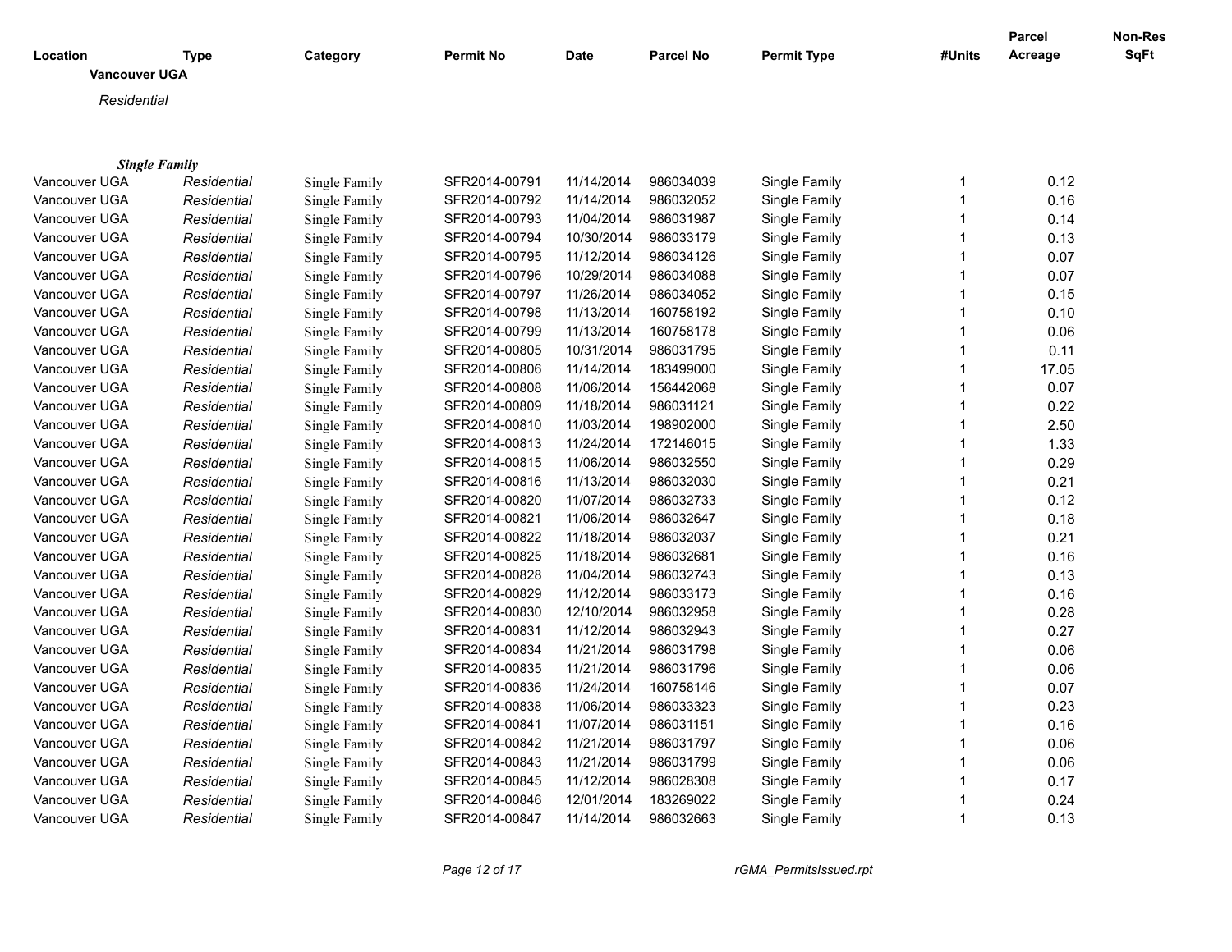| Location | Type | Category | Permit No | Date | Parcel No | Permit Type | #Units | Parcel Acreage | Non-Res SqFt |
|---|---|---|---|---|---|---|---|---|---|

**Vancouver UGA**

*Residential*

***Single Family***

| Location | Type | Category | Permit No | Date | Parcel No | Permit Type | #Units | Parcel Acreage | Non-Res SqFt |
|---|---|---|---|---|---|---|---|---|---|
| Vancouver UGA | *Residential* | Single Family | SFR2014-00791 | 11/14/2014 | 986034039 | Single Family | 1 | 0.12 | |
| Vancouver UGA | *Residential* | Single Family | SFR2014-00792 | 11/14/2014 | 986032052 | Single Family | 1 | 0.16 | |
| Vancouver UGA | *Residential* | Single Family | SFR2014-00793 | 11/04/2014 | 986031987 | Single Family | 1 | 0.14 | |
| Vancouver UGA | *Residential* | Single Family | SFR2014-00794 | 10/30/2014 | 986033179 | Single Family | 1 | 0.13 | |
| Vancouver UGA | *Residential* | Single Family | SFR2014-00795 | 11/12/2014 | 986034126 | Single Family | 1 | 0.07 | |
| Vancouver UGA | *Residential* | Single Family | SFR2014-00796 | 10/29/2014 | 986034088 | Single Family | 1 | 0.07 | |
| Vancouver UGA | *Residential* | Single Family | SFR2014-00797 | 11/26/2014 | 986034052 | Single Family | 1 | 0.15 | |
| Vancouver UGA | *Residential* | Single Family | SFR2014-00798 | 11/13/2014 | 160758192 | Single Family | 1 | 0.10 | |
| Vancouver UGA | *Residential* | Single Family | SFR2014-00799 | 11/13/2014 | 160758178 | Single Family | 1 | 0.06 | |
| Vancouver UGA | *Residential* | Single Family | SFR2014-00805 | 10/31/2014 | 986031795 | Single Family | 1 | 0.11 | |
| Vancouver UGA | *Residential* | Single Family | SFR2014-00806 | 11/14/2014 | 183499000 | Single Family | 1 | 17.05 | |
| Vancouver UGA | *Residential* | Single Family | SFR2014-00808 | 11/06/2014 | 156442068 | Single Family | 1 | 0.07 | |
| Vancouver UGA | *Residential* | Single Family | SFR2014-00809 | 11/18/2014 | 986031121 | Single Family | 1 | 0.22 | |
| Vancouver UGA | *Residential* | Single Family | SFR2014-00810 | 11/03/2014 | 198902000 | Single Family | 1 | 2.50 | |
| Vancouver UGA | *Residential* | Single Family | SFR2014-00813 | 11/24/2014 | 172146015 | Single Family | 1 | 1.33 | |
| Vancouver UGA | *Residential* | Single Family | SFR2014-00815 | 11/06/2014 | 986032550 | Single Family | 1 | 0.29 | |
| Vancouver UGA | *Residential* | Single Family | SFR2014-00816 | 11/13/2014 | 986032030 | Single Family | 1 | 0.21 | |
| Vancouver UGA | *Residential* | Single Family | SFR2014-00820 | 11/07/2014 | 986032733 | Single Family | 1 | 0.12 | |
| Vancouver UGA | *Residential* | Single Family | SFR2014-00821 | 11/06/2014 | 986032647 | Single Family | 1 | 0.18 | |
| Vancouver UGA | *Residential* | Single Family | SFR2014-00822 | 11/18/2014 | 986032037 | Single Family | 1 | 0.21 | |
| Vancouver UGA | *Residential* | Single Family | SFR2014-00825 | 11/18/2014 | 986032681 | Single Family | 1 | 0.16 | |
| Vancouver UGA | *Residential* | Single Family | SFR2014-00828 | 11/04/2014 | 986032743 | Single Family | 1 | 0.13 | |
| Vancouver UGA | *Residential* | Single Family | SFR2014-00829 | 11/12/2014 | 986033173 | Single Family | 1 | 0.16 | |
| Vancouver UGA | *Residential* | Single Family | SFR2014-00830 | 12/10/2014 | 986032958 | Single Family | 1 | 0.28 | |
| Vancouver UGA | *Residential* | Single Family | SFR2014-00831 | 11/12/2014 | 986032943 | Single Family | 1 | 0.27 | |
| Vancouver UGA | *Residential* | Single Family | SFR2014-00834 | 11/21/2014 | 986031798 | Single Family | 1 | 0.06 | |
| Vancouver UGA | *Residential* | Single Family | SFR2014-00835 | 11/21/2014 | 986031796 | Single Family | 1 | 0.06 | |
| Vancouver UGA | *Residential* | Single Family | SFR2014-00836 | 11/24/2014 | 160758146 | Single Family | 1 | 0.07 | |
| Vancouver UGA | *Residential* | Single Family | SFR2014-00838 | 11/06/2014 | 986033323 | Single Family | 1 | 0.23 | |
| Vancouver UGA | *Residential* | Single Family | SFR2014-00841 | 11/07/2014 | 986031151 | Single Family | 1 | 0.16 | |
| Vancouver UGA | *Residential* | Single Family | SFR2014-00842 | 11/21/2014 | 986031797 | Single Family | 1 | 0.06 | |
| Vancouver UGA | *Residential* | Single Family | SFR2014-00843 | 11/21/2014 | 986031799 | Single Family | 1 | 0.06 | |
| Vancouver UGA | *Residential* | Single Family | SFR2014-00845 | 11/12/2014 | 986028308 | Single Family | 1 | 0.17 | |
| Vancouver UGA | *Residential* | Single Family | SFR2014-00846 | 12/01/2014 | 183269022 | Single Family | 1 | 0.24 | |
| Vancouver UGA | *Residential* | Single Family | SFR2014-00847 | 11/14/2014 | 986032663 | Single Family | 1 | 0.13 | |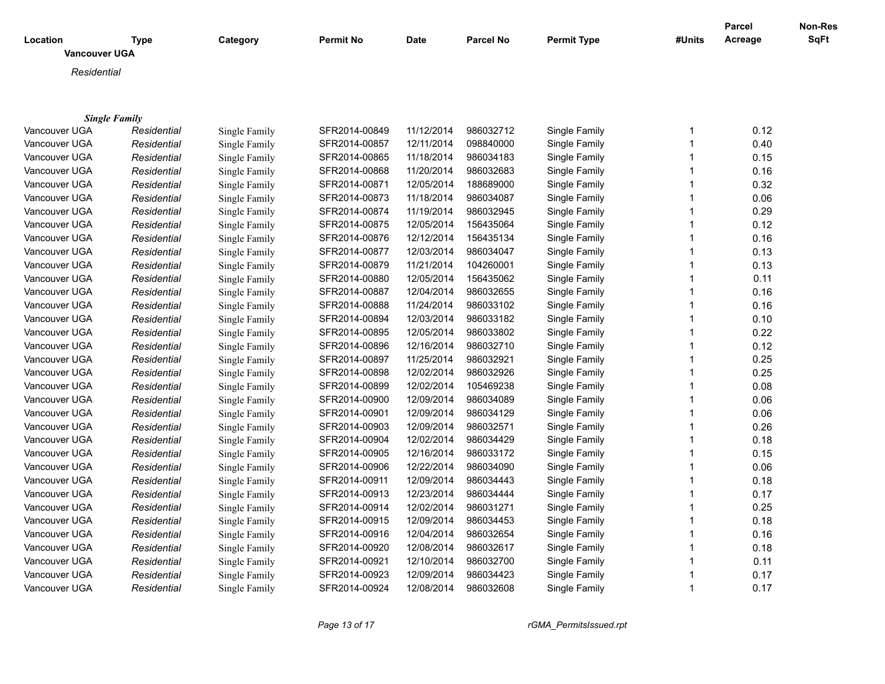| Location | Type | Category | Permit No | Date | Parcel No | Permit Type | #Units | Parcel Acreage | Non-Res SqFt |
|---|---|---|---|---|---|---|---|---|---|

**Vancouver UGA**

*Residential*

***Single Family***

| Location | Type | Category | Permit No | Date | Parcel No | Permit Type | #Units | Parcel Acreage | Non-Res SqFt |
|---|---|---|---|---|---|---|---|---|---|
| Vancouver UGA | *Residential* | Single Family | SFR2014-00849 | 11/12/2014 | 986032712 | Single Family | 1 | 0.12 | |
| Vancouver UGA | *Residential* | Single Family | SFR2014-00857 | 12/11/2014 | 098840000 | Single Family | 1 | 0.40 | |
| Vancouver UGA | *Residential* | Single Family | SFR2014-00865 | 11/18/2014 | 986034183 | Single Family | 1 | 0.15 | |
| Vancouver UGA | *Residential* | Single Family | SFR2014-00868 | 11/20/2014 | 986032683 | Single Family | 1 | 0.16 | |
| Vancouver UGA | *Residential* | Single Family | SFR2014-00871 | 12/05/2014 | 188689000 | Single Family | 1 | 0.32 | |
| Vancouver UGA | *Residential* | Single Family | SFR2014-00873 | 11/18/2014 | 986034087 | Single Family | 1 | 0.06 | |
| Vancouver UGA | *Residential* | Single Family | SFR2014-00874 | 11/19/2014 | 986032945 | Single Family | 1 | 0.29 | |
| Vancouver UGA | *Residential* | Single Family | SFR2014-00875 | 12/05/2014 | 156435064 | Single Family | 1 | 0.12 | |
| Vancouver UGA | *Residential* | Single Family | SFR2014-00876 | 12/12/2014 | 156435134 | Single Family | 1 | 0.16 | |
| Vancouver UGA | *Residential* | Single Family | SFR2014-00877 | 12/03/2014 | 986034047 | Single Family | 1 | 0.13 | |
| Vancouver UGA | *Residential* | Single Family | SFR2014-00879 | 11/21/2014 | 104260001 | Single Family | 1 | 0.13 | |
| Vancouver UGA | *Residential* | Single Family | SFR2014-00880 | 12/05/2014 | 156435062 | Single Family | 1 | 0.11 | |
| Vancouver UGA | *Residential* | Single Family | SFR2014-00887 | 12/04/2014 | 986032655 | Single Family | 1 | 0.16 | |
| Vancouver UGA | *Residential* | Single Family | SFR2014-00888 | 11/24/2014 | 986033102 | Single Family | 1 | 0.16 | |
| Vancouver UGA | *Residential* | Single Family | SFR2014-00894 | 12/03/2014 | 986033182 | Single Family | 1 | 0.10 | |
| Vancouver UGA | *Residential* | Single Family | SFR2014-00895 | 12/05/2014 | 986033802 | Single Family | 1 | 0.22 | |
| Vancouver UGA | *Residential* | Single Family | SFR2014-00896 | 12/16/2014 | 986032710 | Single Family | 1 | 0.12 | |
| Vancouver UGA | *Residential* | Single Family | SFR2014-00897 | 11/25/2014 | 986032921 | Single Family | 1 | 0.25 | |
| Vancouver UGA | *Residential* | Single Family | SFR2014-00898 | 12/02/2014 | 986032926 | Single Family | 1 | 0.25 | |
| Vancouver UGA | *Residential* | Single Family | SFR2014-00899 | 12/02/2014 | 105469238 | Single Family | 1 | 0.08 | |
| Vancouver UGA | *Residential* | Single Family | SFR2014-00900 | 12/09/2014 | 986034089 | Single Family | 1 | 0.06 | |
| Vancouver UGA | *Residential* | Single Family | SFR2014-00901 | 12/09/2014 | 986034129 | Single Family | 1 | 0.06 | |
| Vancouver UGA | *Residential* | Single Family | SFR2014-00903 | 12/09/2014 | 986032571 | Single Family | 1 | 0.26 | |
| Vancouver UGA | *Residential* | Single Family | SFR2014-00904 | 12/02/2014 | 986034429 | Single Family | 1 | 0.18 | |
| Vancouver UGA | *Residential* | Single Family | SFR2014-00905 | 12/16/2014 | 986033172 | Single Family | 1 | 0.15 | |
| Vancouver UGA | *Residential* | Single Family | SFR2014-00906 | 12/22/2014 | 986034090 | Single Family | 1 | 0.06 | |
| Vancouver UGA | *Residential* | Single Family | SFR2014-00911 | 12/09/2014 | 986034443 | Single Family | 1 | 0.18 | |
| Vancouver UGA | *Residential* | Single Family | SFR2014-00913 | 12/23/2014 | 986034444 | Single Family | 1 | 0.17 | |
| Vancouver UGA | *Residential* | Single Family | SFR2014-00914 | 12/02/2014 | 986031271 | Single Family | 1 | 0.25 | |
| Vancouver UGA | *Residential* | Single Family | SFR2014-00915 | 12/09/2014 | 986034453 | Single Family | 1 | 0.18 | |
| Vancouver UGA | *Residential* | Single Family | SFR2014-00916 | 12/04/2014 | 986032654 | Single Family | 1 | 0.16 | |
| Vancouver UGA | *Residential* | Single Family | SFR2014-00920 | 12/08/2014 | 986032617 | Single Family | 1 | 0.18 | |
| Vancouver UGA | *Residential* | Single Family | SFR2014-00921 | 12/10/2014 | 986032700 | Single Family | 1 | 0.11 | |
| Vancouver UGA | *Residential* | Single Family | SFR2014-00923 | 12/09/2014 | 986034423 | Single Family | 1 | 0.17 | |
| Vancouver UGA | *Residential* | Single Family | SFR2014-00924 | 12/08/2014 | 986032608 | Single Family | 1 | 0.17 | |

rGMA_PermitsIssued.rpt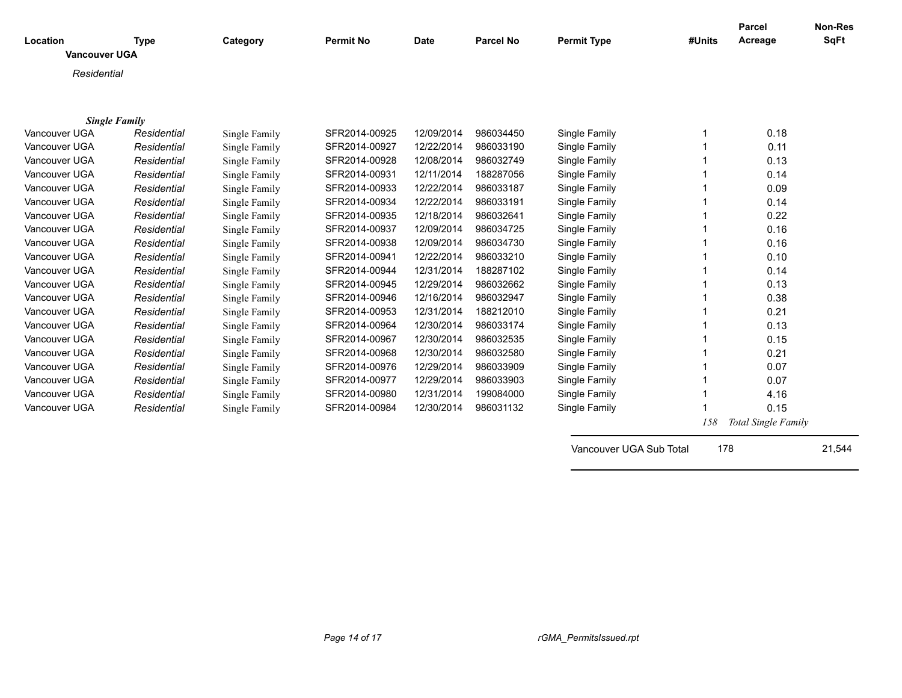| Location | Type | Category | Permit No | Date | Parcel No | Permit Type | #Units | Parcel Acreage | Non-Res SqFt |
|---|---|---|---|---|---|---|---|---|---|
| **Vancouver UGA** | | | | | | | | | |
| *Residential* | | | | | | | | | |
| ***Single Family*** | | | | | | | | | |
| Vancouver UGA | *Residential* | Single Family | SFR2014-00925 | 12/09/2014 | 986034450 | Single Family | 1 | 0.18 | |
| Vancouver UGA | *Residential* | Single Family | SFR2014-00927 | 12/22/2014 | 986033190 | Single Family | 1 | 0.11 | |
| Vancouver UGA | *Residential* | Single Family | SFR2014-00928 | 12/08/2014 | 986032749 | Single Family | 1 | 0.13 | |
| Vancouver UGA | *Residential* | Single Family | SFR2014-00931 | 12/11/2014 | 188287056 | Single Family | 1 | 0.14 | |
| Vancouver UGA | *Residential* | Single Family | SFR2014-00933 | 12/22/2014 | 986033187 | Single Family | 1 | 0.09 | |
| Vancouver UGA | *Residential* | Single Family | SFR2014-00934 | 12/22/2014 | 986033191 | Single Family | 1 | 0.14 | |
| Vancouver UGA | *Residential* | Single Family | SFR2014-00935 | 12/18/2014 | 986032641 | Single Family | 1 | 0.22 | |
| Vancouver UGA | *Residential* | Single Family | SFR2014-00937 | 12/09/2014 | 986034725 | Single Family | 1 | 0.16 | |
| Vancouver UGA | *Residential* | Single Family | SFR2014-00938 | 12/09/2014 | 986034730 | Single Family | 1 | 0.16 | |
| Vancouver UGA | *Residential* | Single Family | SFR2014-00941 | 12/22/2014 | 986033210 | Single Family | 1 | 0.10 | |
| Vancouver UGA | *Residential* | Single Family | SFR2014-00944 | 12/31/2014 | 188287102 | Single Family | 1 | 0.14 | |
| Vancouver UGA | *Residential* | Single Family | SFR2014-00945 | 12/29/2014 | 986032662 | Single Family | 1 | 0.13 | |
| Vancouver UGA | *Residential* | Single Family | SFR2014-00946 | 12/16/2014 | 986032947 | Single Family | 1 | 0.38 | |
| Vancouver UGA | *Residential* | Single Family | SFR2014-00953 | 12/31/2014 | 188212010 | Single Family | 1 | 0.21 | |
| Vancouver UGA | *Residential* | Single Family | SFR2014-00964 | 12/30/2014 | 986033174 | Single Family | 1 | 0.13 | |
| Vancouver UGA | *Residential* | Single Family | SFR2014-00967 | 12/30/2014 | 986032535 | Single Family | 1 | 0.15 | |
| Vancouver UGA | *Residential* | Single Family | SFR2014-00968 | 12/30/2014 | 986032580 | Single Family | 1 | 0.21 | |
| Vancouver UGA | *Residential* | Single Family | SFR2014-00976 | 12/29/2014 | 986033909 | Single Family | 1 | 0.07 | |
| Vancouver UGA | *Residential* | Single Family | SFR2014-00977 | 12/29/2014 | 986033903 | Single Family | 1 | 0.07 | |
| Vancouver UGA | *Residential* | Single Family | SFR2014-00980 | 12/31/2014 | 199084000 | Single Family | 1 | 4.16 | |
| Vancouver UGA | *Residential* | Single Family | SFR2014-00984 | 12/30/2014 | 986031132 | Single Family | 1 | 0.15 | |
| | | | | | | | *158* | *Total Single Family* | |
| | | | | | | Vancouver UGA Sub Total | 178 | | 21,544 |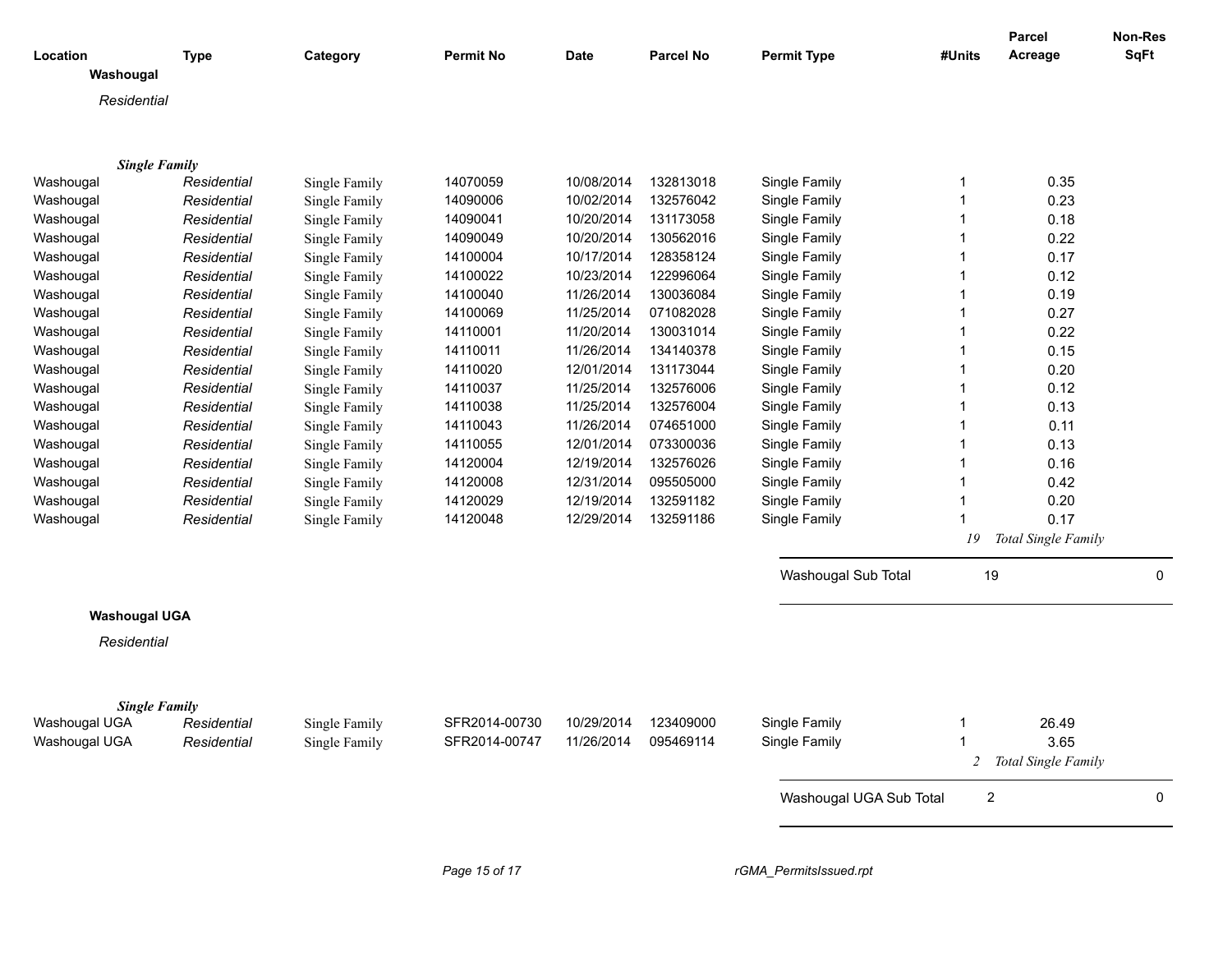| Location | Type | Category | Permit No | Date | Parcel No | Permit Type | #Units | Parcel Acreage | Non-Res SqFt |
|---|---|---|---|---|---|---|---|---|---|
| **Washougal** | | | | | | | | | |
| *Residential* | | | | | | | | | |
| ***Single Family*** | | | | | | | | | |
| Washougal | *Residential* | Single Family | 14070059 | 10/08/2014 | 132813018 | Single Family | 1 | 0.35 | |
| Washougal | *Residential* | Single Family | 14090006 | 10/02/2014 | 132576042 | Single Family | 1 | 0.23 | |
| Washougal | *Residential* | Single Family | 14090041 | 10/20/2014 | 131173058 | Single Family | 1 | 0.18 | |
| Washougal | *Residential* | Single Family | 14090049 | 10/20/2014 | 130562016 | Single Family | 1 | 0.22 | |
| Washougal | *Residential* | Single Family | 14100004 | 10/17/2014 | 128358124 | Single Family | 1 | 0.17 | |
| Washougal | *Residential* | Single Family | 14100022 | 10/23/2014 | 122996064 | Single Family | 1 | 0.12 | |
| Washougal | *Residential* | Single Family | 14100040 | 11/26/2014 | 130036084 | Single Family | 1 | 0.19 | |
| Washougal | *Residential* | Single Family | 14100069 | 11/25/2014 | 071082028 | Single Family | 1 | 0.27 | |
| Washougal | *Residential* | Single Family | 14110001 | 11/20/2014 | 130031014 | Single Family | 1 | 0.22 | |
| Washougal | *Residential* | Single Family | 14110011 | 11/26/2014 | 134140378 | Single Family | 1 | 0.15 | |
| Washougal | *Residential* | Single Family | 14110020 | 12/01/2014 | 131173044 | Single Family | 1 | 0.20 | |
| Washougal | *Residential* | Single Family | 14110037 | 11/25/2014 | 132576006 | Single Family | 1 | 0.12 | |
| Washougal | *Residential* | Single Family | 14110038 | 11/25/2014 | 132576004 | Single Family | 1 | 0.13 | |
| Washougal | *Residential* | Single Family | 14110043 | 11/26/2014 | 074651000 | Single Family | 1 | 0.11 | |
| Washougal | *Residential* | Single Family | 14110055 | 12/01/2014 | 073300036 | Single Family | 1 | 0.13 | |
| Washougal | *Residential* | Single Family | 14120004 | 12/19/2014 | 132576026 | Single Family | 1 | 0.16 | |
| Washougal | *Residential* | Single Family | 14120008 | 12/31/2014 | 095505000 | Single Family | 1 | 0.42 | |
| Washougal | *Residential* | Single Family | 14120029 | 12/19/2014 | 132591182 | Single Family | 1 | 0.20 | |
| Washougal | *Residential* | Single Family | 14120048 | 12/29/2014 | 132591186 | Single Family | 1 | 0.17 | |
| | | | | | | | *19* | *Total Single Family* | |
| | | | | | | Washougal Sub Total | 19 | | 0 |
| **Washougal UGA** | | | | | | | | | |
| *Residential* | | | | | | | | | |
| ***Single Family*** | | | | | | | | | |
| Washougal UGA | *Residential* | Single Family | SFR2014-00730 | 10/29/2014 | 123409000 | Single Family | 1 | 26.49 | |
| Washougal UGA | *Residential* | Single Family | SFR2014-00747 | 11/26/2014 | 095469114 | Single Family | 1 | 3.65 | |
| | | | | | | | *2* | *Total Single Family* | |
| | | | | | | Washougal UGA Sub Total | 2 | | 0 |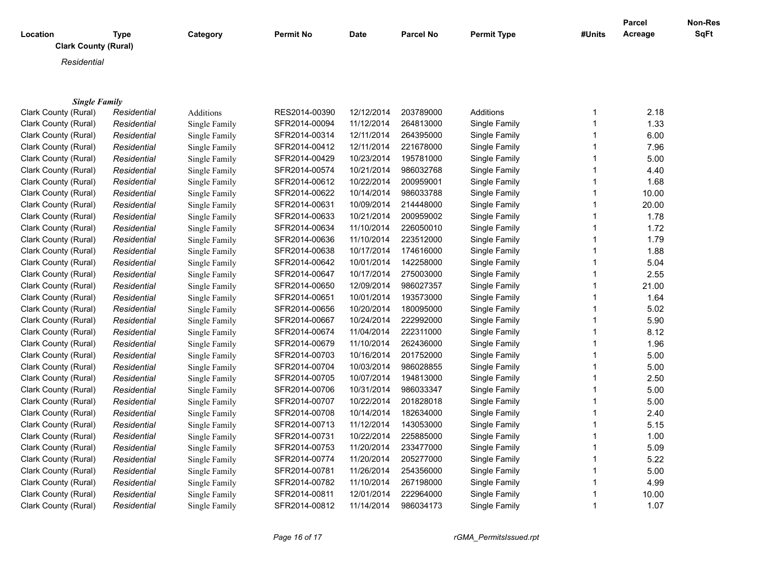| Location | Type | Category | Permit No | Date | Parcel No | Permit Type | #Units | Parcel Acreage | Non-Res SqFt |
|---|---|---|---|---|---|---|---|---|---|
| **Clark County (Rural)** | | | | | | | | | |
| *Residential* | | | | | | | | | |
| ***Single Family*** | | | | | | | | | |
| Clark County (Rural) | *Residential* | Additions | RES2014-00390 | 12/12/2014 | 203789000 | Additions | 1 | 2.18 | |
| Clark County (Rural) | *Residential* | Single Family | SFR2014-00094 | 11/12/2014 | 264813000 | Single Family | 1 | 1.33 | |
| Clark County (Rural) | *Residential* | Single Family | SFR2014-00314 | 12/11/2014 | 264395000 | Single Family | 1 | 6.00 | |
| Clark County (Rural) | *Residential* | Single Family | SFR2014-00412 | 12/11/2014 | 221678000 | Single Family | 1 | 7.96 | |
| Clark County (Rural) | *Residential* | Single Family | SFR2014-00429 | 10/23/2014 | 195781000 | Single Family | 1 | 5.00 | |
| Clark County (Rural) | *Residential* | Single Family | SFR2014-00574 | 10/21/2014 | 986032768 | Single Family | 1 | 4.40 | |
| Clark County (Rural) | *Residential* | Single Family | SFR2014-00612 | 10/22/2014 | 200959001 | Single Family | 1 | 1.68 | |
| Clark County (Rural) | *Residential* | Single Family | SFR2014-00622 | 10/14/2014 | 986033788 | Single Family | 1 | 10.00 | |
| Clark County (Rural) | *Residential* | Single Family | SFR2014-00631 | 10/09/2014 | 214448000 | Single Family | 1 | 20.00 | |
| Clark County (Rural) | *Residential* | Single Family | SFR2014-00633 | 10/21/2014 | 200959002 | Single Family | 1 | 1.78 | |
| Clark County (Rural) | *Residential* | Single Family | SFR2014-00634 | 11/10/2014 | 226050010 | Single Family | 1 | 1.72 | |
| Clark County (Rural) | *Residential* | Single Family | SFR2014-00636 | 11/10/2014 | 223512000 | Single Family | 1 | 1.79 | |
| Clark County (Rural) | *Residential* | Single Family | SFR2014-00638 | 10/17/2014 | 174616000 | Single Family | 1 | 1.88 | |
| Clark County (Rural) | *Residential* | Single Family | SFR2014-00642 | 10/01/2014 | 142258000 | Single Family | 1 | 5.04 | |
| Clark County (Rural) | *Residential* | Single Family | SFR2014-00647 | 10/17/2014 | 275003000 | Single Family | 1 | 2.55 | |
| Clark County (Rural) | *Residential* | Single Family | SFR2014-00650 | 12/09/2014 | 986027357 | Single Family | 1 | 21.00 | |
| Clark County (Rural) | *Residential* | Single Family | SFR2014-00651 | 10/01/2014 | 193573000 | Single Family | 1 | 1.64 | |
| Clark County (Rural) | *Residential* | Single Family | SFR2014-00656 | 10/20/2014 | 180095000 | Single Family | 1 | 5.02 | |
| Clark County (Rural) | *Residential* | Single Family | SFR2014-00667 | 10/24/2014 | 222992000 | Single Family | 1 | 5.90 | |
| Clark County (Rural) | *Residential* | Single Family | SFR2014-00674 | 11/04/2014 | 222311000 | Single Family | 1 | 8.12 | |
| Clark County (Rural) | *Residential* | Single Family | SFR2014-00679 | 11/10/2014 | 262436000 | Single Family | 1 | 1.96 | |
| Clark County (Rural) | *Residential* | Single Family | SFR2014-00703 | 10/16/2014 | 201752000 | Single Family | 1 | 5.00 | |
| Clark County (Rural) | *Residential* | Single Family | SFR2014-00704 | 10/03/2014 | 986028855 | Single Family | 1 | 5.00 | |
| Clark County (Rural) | *Residential* | Single Family | SFR2014-00705 | 10/07/2014 | 194813000 | Single Family | 1 | 2.50 | |
| Clark County (Rural) | *Residential* | Single Family | SFR2014-00706 | 10/31/2014 | 986033347 | Single Family | 1 | 5.00 | |
| Clark County (Rural) | *Residential* | Single Family | SFR2014-00707 | 10/22/2014 | 201828018 | Single Family | 1 | 5.00 | |
| Clark County (Rural) | *Residential* | Single Family | SFR2014-00708 | 10/14/2014 | 182634000 | Single Family | 1 | 2.40 | |
| Clark County (Rural) | *Residential* | Single Family | SFR2014-00713 | 11/12/2014 | 143053000 | Single Family | 1 | 5.15 | |
| Clark County (Rural) | *Residential* | Single Family | SFR2014-00731 | 10/22/2014 | 225885000 | Single Family | 1 | 1.00 | |
| Clark County (Rural) | *Residential* | Single Family | SFR2014-00753 | 11/20/2014 | 233477000 | Single Family | 1 | 5.09 | |
| Clark County (Rural) | *Residential* | Single Family | SFR2014-00774 | 11/20/2014 | 205277000 | Single Family | 1 | 5.22 | |
| Clark County (Rural) | *Residential* | Single Family | SFR2014-00781 | 11/26/2014 | 254356000 | Single Family | 1 | 5.00 | |
| Clark County (Rural) | *Residential* | Single Family | SFR2014-00782 | 11/10/2014 | 267198000 | Single Family | 1 | 4.99 | |
| Clark County (Rural) | *Residential* | Single Family | SFR2014-00811 | 12/01/2014 | 222964000 | Single Family | 1 | 10.00 | |
| Clark County (Rural) | *Residential* | Single Family | SFR2014-00812 | 11/14/2014 | 986034173 | Single Family | 1 | 1.07 | |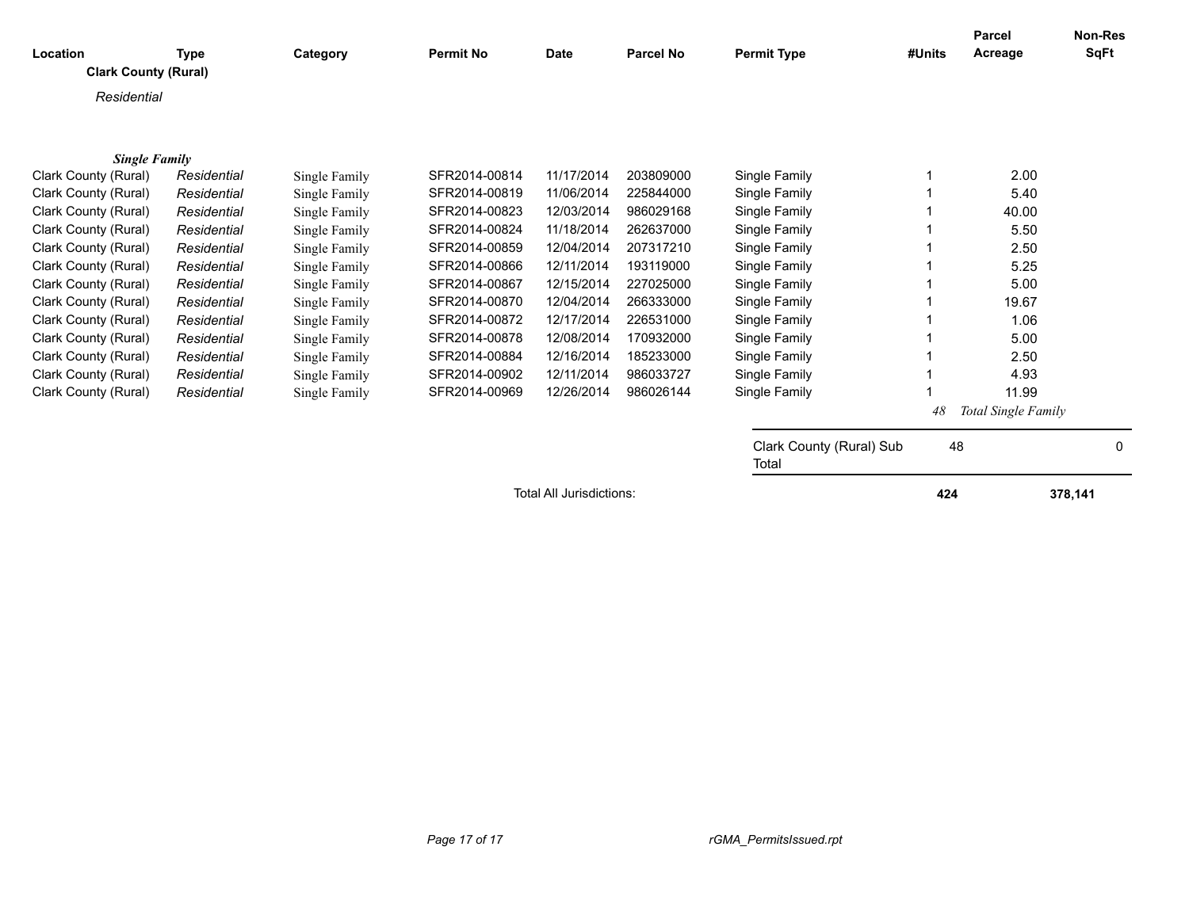| Location | Type | Category | Permit No | Date | Parcel No | Permit Type | #Units | Parcel Acreage | Non-Res SqFt |
|---|---|---|---|---|---|---|---|---|---|
| **Clark County (Rural)** | | | | | | | | | |
| *Residential* | | | | | | | | | |
| ***Single Family*** | | | | | | | | | |
| Clark County (Rural) | *Residential* | Single Family | SFR2014-00814 | 11/17/2014 | 203809000 | Single Family | 1 | 2.00 | |
| Clark County (Rural) | *Residential* | Single Family | SFR2014-00819 | 11/06/2014 | 225844000 | Single Family | 1 | 5.40 | |
| Clark County (Rural) | *Residential* | Single Family | SFR2014-00823 | 12/03/2014 | 986029168 | Single Family | 1 | 40.00 | |
| Clark County (Rural) | *Residential* | Single Family | SFR2014-00824 | 11/18/2014 | 262637000 | Single Family | 1 | 5.50 | |
| Clark County (Rural) | *Residential* | Single Family | SFR2014-00859 | 12/04/2014 | 207317210 | Single Family | 1 | 2.50 | |
| Clark County (Rural) | *Residential* | Single Family | SFR2014-00866 | 12/11/2014 | 193119000 | Single Family | 1 | 5.25 | |
| Clark County (Rural) | *Residential* | Single Family | SFR2014-00867 | 12/15/2014 | 227025000 | Single Family | 1 | 5.00 | |
| Clark County (Rural) | *Residential* | Single Family | SFR2014-00870 | 12/04/2014 | 266333000 | Single Family | 1 | 19.67 | |
| Clark County (Rural) | *Residential* | Single Family | SFR2014-00872 | 12/17/2014 | 226531000 | Single Family | 1 | 1.06 | |
| Clark County (Rural) | *Residential* | Single Family | SFR2014-00878 | 12/08/2014 | 170932000 | Single Family | 1 | 5.00 | |
| Clark County (Rural) | *Residential* | Single Family | SFR2014-00884 | 12/16/2014 | 185233000 | Single Family | 1 | 2.50 | |
| Clark County (Rural) | *Residential* | Single Family | SFR2014-00902 | 12/11/2014 | 986033727 | Single Family | 1 | 4.93 | |
| Clark County (Rural) | *Residential* | Single Family | SFR2014-00969 | 12/26/2014 | 986026144 | Single Family | 1 | 11.99 | |
| | | | | | | | *48* | *Total Single Family* | |
| | | | | | | Clark County (Rural) Sub Total | 48 | | 0 |
| | | | | Total All Jurisdictions: | | | **424** | | **378,141** |